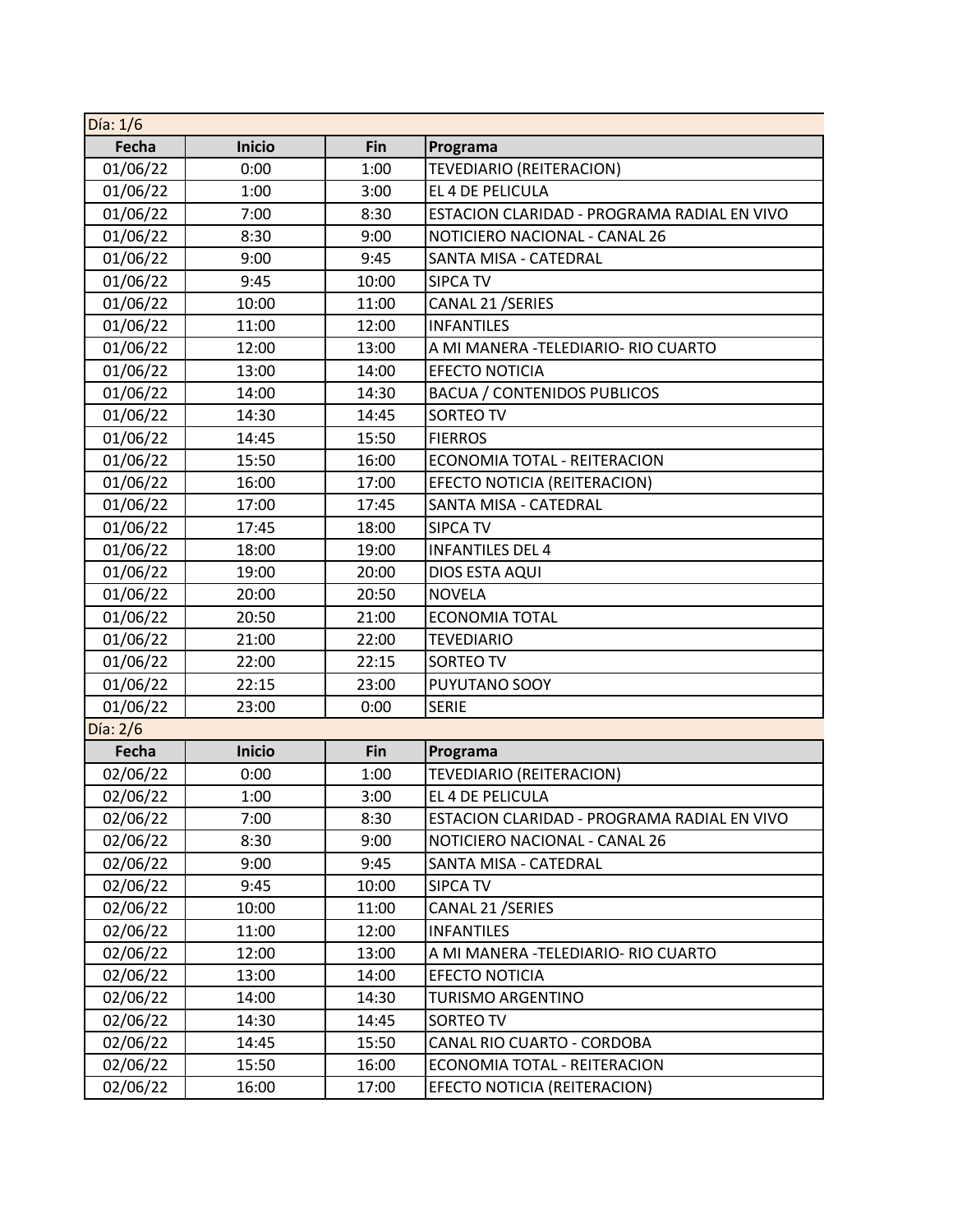Día: 1/6

| Fecha | Inicio | Fin | Programa |
|---|---|---|---|
| 01/06/22 | 0:00 | 1:00 | TEVEDIARIO (REITERACION) |
| 01/06/22 | 1:00 | 3:00 | EL 4 DE PELICULA |
| 01/06/22 | 7:00 | 8:30 | ESTACION CLARIDAD - PROGRAMA RADIAL EN VIVO |
| 01/06/22 | 8:30 | 9:00 | NOTICIERO NACIONAL - CANAL 26 |
| 01/06/22 | 9:00 | 9:45 | SANTA MISA - CATEDRAL |
| 01/06/22 | 9:45 | 10:00 | SIPCA TV |
| 01/06/22 | 10:00 | 11:00 | CANAL 21 /SERIES |
| 01/06/22 | 11:00 | 12:00 | INFANTILES |
| 01/06/22 | 12:00 | 13:00 | A MI MANERA -TELEDIARIO- RIO CUARTO |
| 01/06/22 | 13:00 | 14:00 | EFECTO NOTICIA |
| 01/06/22 | 14:00 | 14:30 | BACUA / CONTENIDOS PUBLICOS |
| 01/06/22 | 14:30 | 14:45 | SORTEO TV |
| 01/06/22 | 14:45 | 15:50 | FIERROS |
| 01/06/22 | 15:50 | 16:00 | ECONOMIA TOTAL - REITERACION |
| 01/06/22 | 16:00 | 17:00 | EFECTO NOTICIA (REITERACION) |
| 01/06/22 | 17:00 | 17:45 | SANTA MISA - CATEDRAL |
| 01/06/22 | 17:45 | 18:00 | SIPCA TV |
| 01/06/22 | 18:00 | 19:00 | INFANTILES DEL 4 |
| 01/06/22 | 19:00 | 20:00 | DIOS ESTA AQUI |
| 01/06/22 | 20:00 | 20:50 | NOVELA |
| 01/06/22 | 20:50 | 21:00 | ECONOMIA TOTAL |
| 01/06/22 | 21:00 | 22:00 | TEVEDIARIO |
| 01/06/22 | 22:00 | 22:15 | SORTEO TV |
| 01/06/22 | 22:15 | 23:00 | PUYUTANO SOOY |
| 01/06/22 | 23:00 | 0:00 | SERIE |

Día: 2/6

| Fecha | Inicio | Fin | Programa |
|---|---|---|---|
| 02/06/22 | 0:00 | 1:00 | TEVEDIARIO (REITERACION) |
| 02/06/22 | 1:00 | 3:00 | EL 4 DE PELICULA |
| 02/06/22 | 7:00 | 8:30 | ESTACION CLARIDAD - PROGRAMA RADIAL EN VIVO |
| 02/06/22 | 8:30 | 9:00 | NOTICIERO NACIONAL - CANAL 26 |
| 02/06/22 | 9:00 | 9:45 | SANTA MISA - CATEDRAL |
| 02/06/22 | 9:45 | 10:00 | SIPCA TV |
| 02/06/22 | 10:00 | 11:00 | CANAL 21 /SERIES |
| 02/06/22 | 11:00 | 12:00 | INFANTILES |
| 02/06/22 | 12:00 | 13:00 | A MI MANERA -TELEDIARIO- RIO CUARTO |
| 02/06/22 | 13:00 | 14:00 | EFECTO NOTICIA |
| 02/06/22 | 14:00 | 14:30 | TURISMO ARGENTINO |
| 02/06/22 | 14:30 | 14:45 | SORTEO TV |
| 02/06/22 | 14:45 | 15:50 | CANAL RIO CUARTO - CORDOBA |
| 02/06/22 | 15:50 | 16:00 | ECONOMIA TOTAL - REITERACION |
| 02/06/22 | 16:00 | 17:00 | EFECTO NOTICIA (REITERACION) |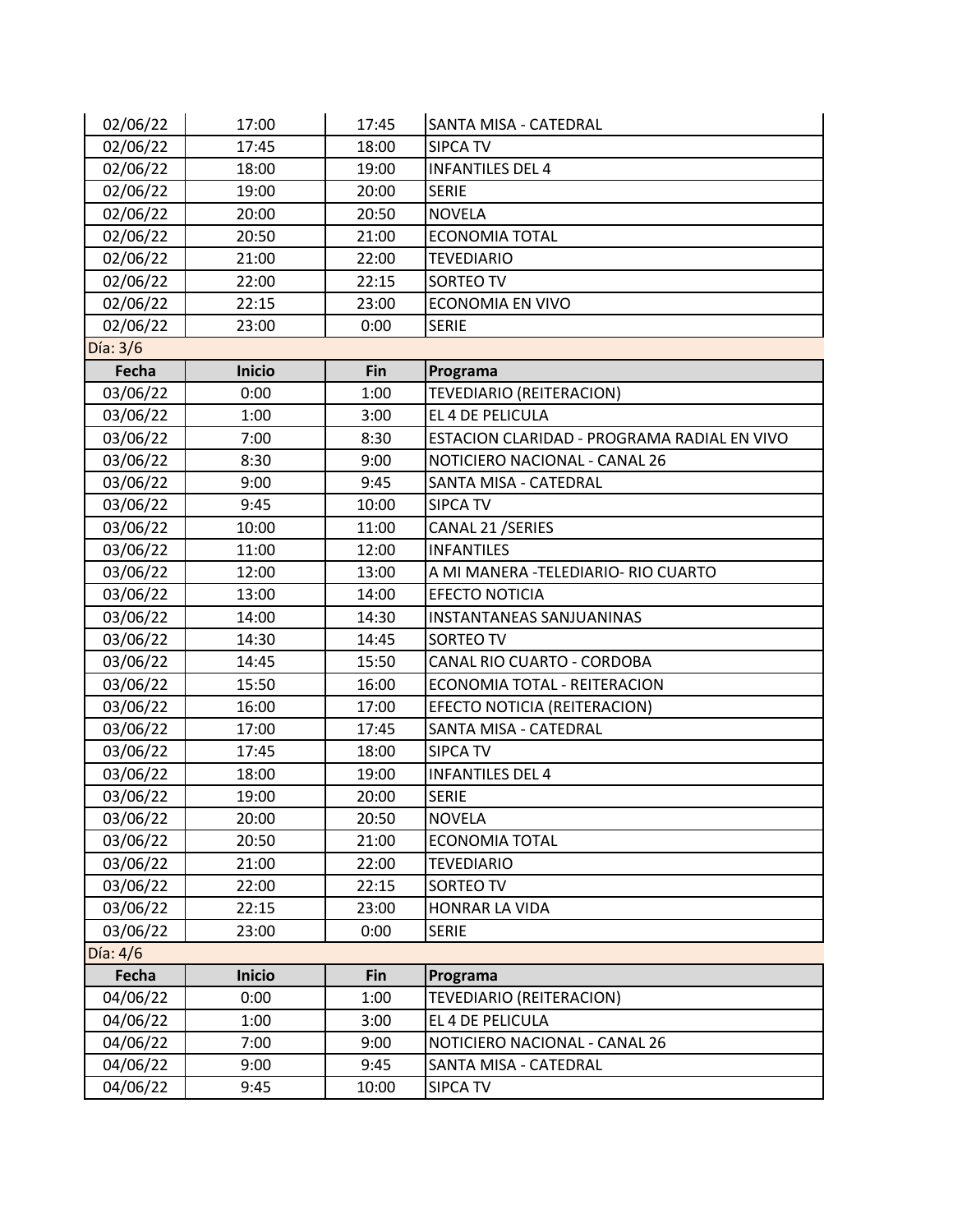| 02/06/22 | 17:00 | 17:45 | SANTA MISA - CATEDRAL |
| --- | --- | --- | --- |
| 02/06/22 | 17:45 | 18:00 | SIPCA TV |
| 02/06/22 | 18:00 | 19:00 | INFANTILES DEL 4 |
| 02/06/22 | 19:00 | 20:00 | SERIE |
| 02/06/22 | 20:00 | 20:50 | NOVELA |
| 02/06/22 | 20:50 | 21:00 | ECONOMIA TOTAL |
| 02/06/22 | 21:00 | 22:00 | TEVEDIARIO |
| 02/06/22 | 22:00 | 22:15 | SORTEO TV |
| 02/06/22 | 22:15 | 23:00 | ECONOMIA EN VIVO |
| 02/06/22 | 23:00 | 0:00 | SERIE |

Día: 3/6

| Fecha | Inicio | Fin | Programa |
| --- | --- | --- | --- |
| 03/06/22 | 0:00 | 1:00 | TEVEDIARIO (REITERACION) |
| 03/06/22 | 1:00 | 3:00 | EL 4 DE PELICULA |
| 03/06/22 | 7:00 | 8:30 | ESTACION CLARIDAD - PROGRAMA RADIAL EN VIVO |
| 03/06/22 | 8:30 | 9:00 | NOTICIERO NACIONAL - CANAL 26 |
| 03/06/22 | 9:00 | 9:45 | SANTA MISA - CATEDRAL |
| 03/06/22 | 9:45 | 10:00 | SIPCA TV |
| 03/06/22 | 10:00 | 11:00 | CANAL 21 /SERIES |
| 03/06/22 | 11:00 | 12:00 | INFANTILES |
| 03/06/22 | 12:00 | 13:00 | A MI MANERA -TELEDIARIO- RIO CUARTO |
| 03/06/22 | 13:00 | 14:00 | EFECTO NOTICIA |
| 03/06/22 | 14:00 | 14:30 | INSTANTANEAS SANJUANINAS |
| 03/06/22 | 14:30 | 14:45 | SORTEO TV |
| 03/06/22 | 14:45 | 15:50 | CANAL RIO CUARTO - CORDOBA |
| 03/06/22 | 15:50 | 16:00 | ECONOMIA TOTAL - REITERACION |
| 03/06/22 | 16:00 | 17:00 | EFECTO NOTICIA (REITERACION) |
| 03/06/22 | 17:00 | 17:45 | SANTA MISA - CATEDRAL |
| 03/06/22 | 17:45 | 18:00 | SIPCA TV |
| 03/06/22 | 18:00 | 19:00 | INFANTILES DEL 4 |
| 03/06/22 | 19:00 | 20:00 | SERIE |
| 03/06/22 | 20:00 | 20:50 | NOVELA |
| 03/06/22 | 20:50 | 21:00 | ECONOMIA TOTAL |
| 03/06/22 | 21:00 | 22:00 | TEVEDIARIO |
| 03/06/22 | 22:00 | 22:15 | SORTEO TV |
| 03/06/22 | 22:15 | 23:00 | HONRAR LA VIDA |
| 03/06/22 | 23:00 | 0:00 | SERIE |

Día: 4/6

| Fecha | Inicio | Fin | Programa |
| --- | --- | --- | --- |
| 04/06/22 | 0:00 | 1:00 | TEVEDIARIO (REITERACION) |
| 04/06/22 | 1:00 | 3:00 | EL 4 DE PELICULA |
| 04/06/22 | 7:00 | 9:00 | NOTICIERO NACIONAL - CANAL 26 |
| 04/06/22 | 9:00 | 9:45 | SANTA MISA - CATEDRAL |
| 04/06/22 | 9:45 | 10:00 | SIPCA TV |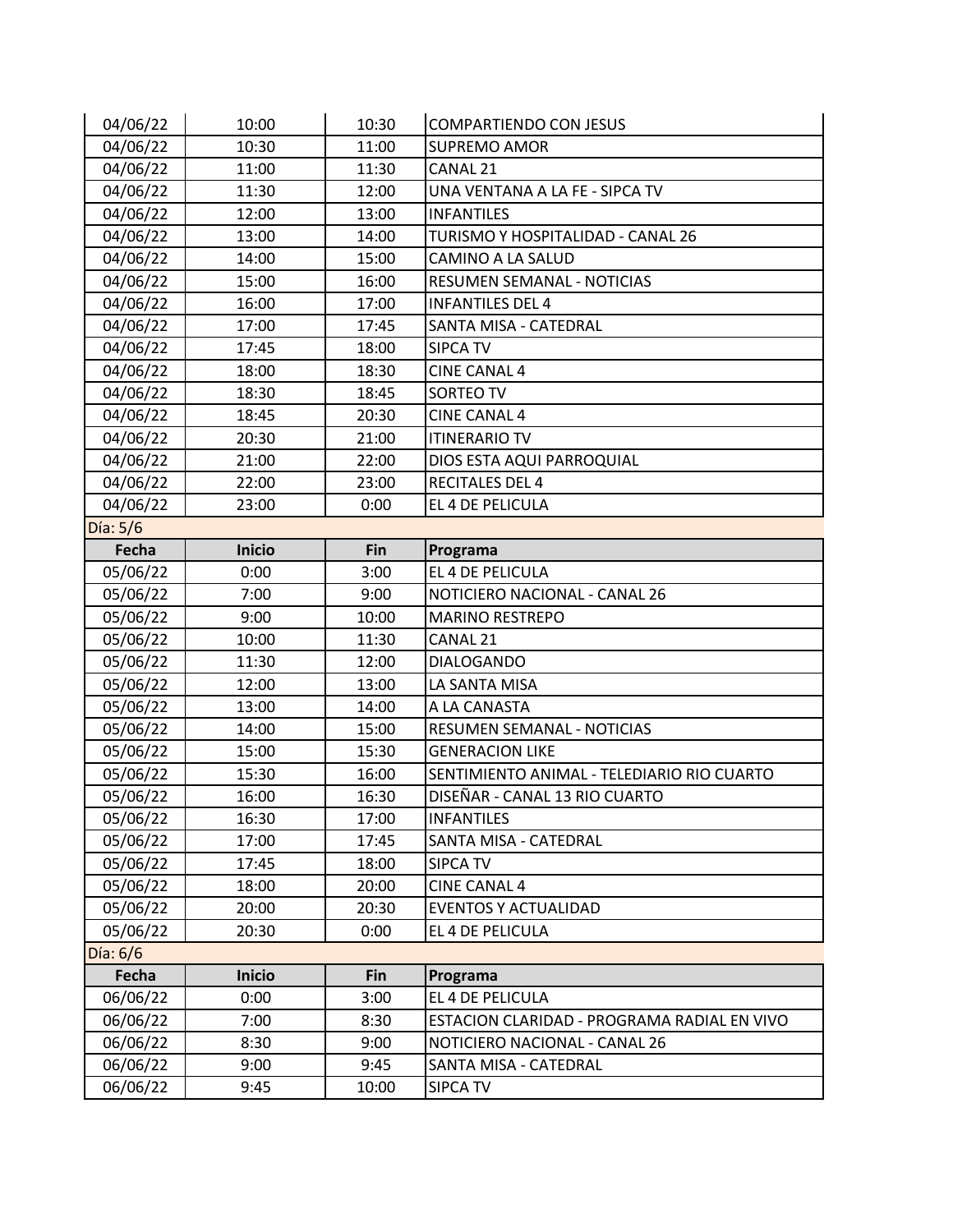| Fecha | Inicio | Fin | Programa |
|---|---|---|---|
| 04/06/22 | 10:00 | 10:30 | COMPARTIENDO CON JESUS |
| 04/06/22 | 10:30 | 11:00 | SUPREMO AMOR |
| 04/06/22 | 11:00 | 11:30 | CANAL 21 |
| 04/06/22 | 11:30 | 12:00 | UNA VENTANA A LA FE - SIPCA TV |
| 04/06/22 | 12:00 | 13:00 | INFANTILES |
| 04/06/22 | 13:00 | 14:00 | TURISMO Y HOSPITALIDAD - CANAL 26 |
| 04/06/22 | 14:00 | 15:00 | CAMINO A LA SALUD |
| 04/06/22 | 15:00 | 16:00 | RESUMEN SEMANAL - NOTICIAS |
| 04/06/22 | 16:00 | 17:00 | INFANTILES DEL 4 |
| 04/06/22 | 17:00 | 17:45 | SANTA MISA - CATEDRAL |
| 04/06/22 | 17:45 | 18:00 | SIPCA TV |
| 04/06/22 | 18:00 | 18:30 | CINE CANAL 4 |
| 04/06/22 | 18:30 | 18:45 | SORTEO TV |
| 04/06/22 | 18:45 | 20:30 | CINE CANAL 4 |
| 04/06/22 | 20:30 | 21:00 | ITINERARIO TV |
| 04/06/22 | 21:00 | 22:00 | DIOS ESTA AQUI PARROQUIAL |
| 04/06/22 | 22:00 | 23:00 | RECITALES DEL 4 |
| 04/06/22 | 23:00 | 0:00 | EL 4 DE PELICULA |

Día: 5/6

| Fecha | Inicio | Fin | Programa |
|---|---|---|---|
| 05/06/22 | 0:00 | 3:00 | EL 4 DE PELICULA |
| 05/06/22 | 7:00 | 9:00 | NOTICIERO NACIONAL - CANAL 26 |
| 05/06/22 | 9:00 | 10:00 | MARINO RESTREPO |
| 05/06/22 | 10:00 | 11:30 | CANAL 21 |
| 05/06/22 | 11:30 | 12:00 | DIALOGANDO |
| 05/06/22 | 12:00 | 13:00 | LA SANTA MISA |
| 05/06/22 | 13:00 | 14:00 | A LA CANASTA |
| 05/06/22 | 14:00 | 15:00 | RESUMEN SEMANAL - NOTICIAS |
| 05/06/22 | 15:00 | 15:30 | GENERACION LIKE |
| 05/06/22 | 15:30 | 16:00 | SENTIMIENTO ANIMAL - TELEDIARIO RIO CUARTO |
| 05/06/22 | 16:00 | 16:30 | DISEÑAR - CANAL 13 RIO CUARTO |
| 05/06/22 | 16:30 | 17:00 | INFANTILES |
| 05/06/22 | 17:00 | 17:45 | SANTA MISA - CATEDRAL |
| 05/06/22 | 17:45 | 18:00 | SIPCA TV |
| 05/06/22 | 18:00 | 20:00 | CINE CANAL 4 |
| 05/06/22 | 20:00 | 20:30 | EVENTOS Y ACTUALIDAD |
| 05/06/22 | 20:30 | 0:00 | EL 4 DE PELICULA |

Día: 6/6

| Fecha | Inicio | Fin | Programa |
|---|---|---|---|
| 06/06/22 | 0:00 | 3:00 | EL 4 DE PELICULA |
| 06/06/22 | 7:00 | 8:30 | ESTACION CLARIDAD - PROGRAMA RADIAL EN VIVO |
| 06/06/22 | 8:30 | 9:00 | NOTICIERO NACIONAL - CANAL 26 |
| 06/06/22 | 9:00 | 9:45 | SANTA MISA - CATEDRAL |
| 06/06/22 | 9:45 | 10:00 | SIPCA TV |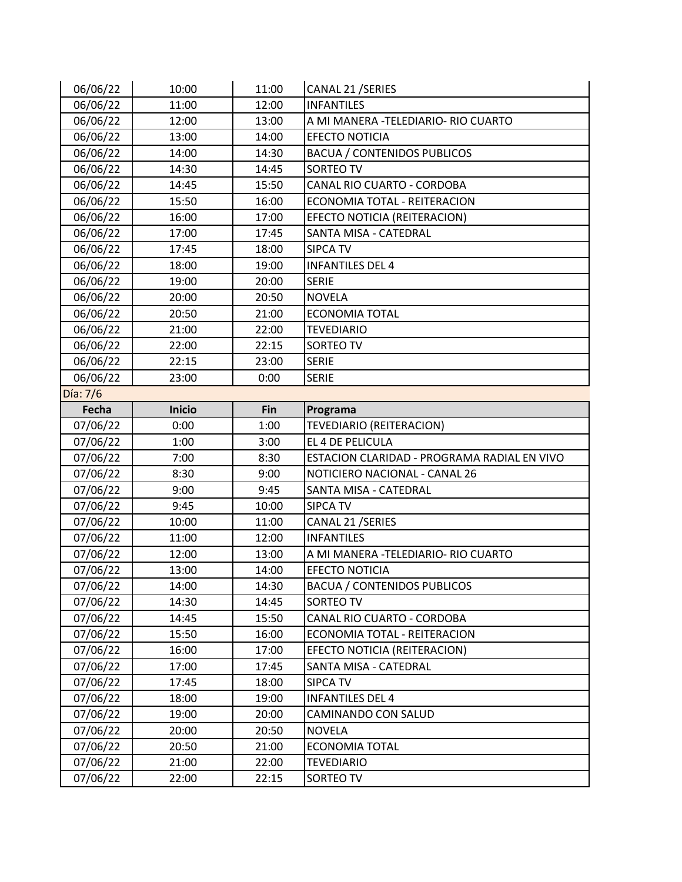| 06/06/22 | 10:00 | 11:00 | CANAL 21 /SERIES |
|---|---|---|---|
| 06/06/22 | 11:00 | 12:00 | INFANTILES |
| 06/06/22 | 12:00 | 13:00 | A MI MANERA -TELEDIARIO- RIO CUARTO |
| 06/06/22 | 13:00 | 14:00 | EFECTO NOTICIA |
| 06/06/22 | 14:00 | 14:30 | BACUA / CONTENIDOS PUBLICOS |
| 06/06/22 | 14:30 | 14:45 | SORTEO TV |
| 06/06/22 | 14:45 | 15:50 | CANAL RIO CUARTO - CORDOBA |
| 06/06/22 | 15:50 | 16:00 | ECONOMIA TOTAL - REITERACION |
| 06/06/22 | 16:00 | 17:00 | EFECTO NOTICIA (REITERACION) |
| 06/06/22 | 17:00 | 17:45 | SANTA MISA - CATEDRAL |
| 06/06/22 | 17:45 | 18:00 | SIPCA TV |
| 06/06/22 | 18:00 | 19:00 | INFANTILES DEL 4 |
| 06/06/22 | 19:00 | 20:00 | SERIE |
| 06/06/22 | 20:00 | 20:50 | NOVELA |
| 06/06/22 | 20:50 | 21:00 | ECONOMIA TOTAL |
| 06/06/22 | 21:00 | 22:00 | TEVEDIARIO |
| 06/06/22 | 22:00 | 22:15 | SORTEO TV |
| 06/06/22 | 22:15 | 23:00 | SERIE |
| 06/06/22 | 23:00 | 0:00 | SERIE |

Día: 7/6

| Fecha | Inicio | Fin | Programa |
|---|---|---|---|
| 07/06/22 | 0:00 | 1:00 | TEVEDIARIO (REITERACION) |
| 07/06/22 | 1:00 | 3:00 | EL 4 DE PELICULA |
| 07/06/22 | 7:00 | 8:30 | ESTACION CLARIDAD - PROGRAMA RADIAL EN VIVO |
| 07/06/22 | 8:30 | 9:00 | NOTICIERO NACIONAL - CANAL 26 |
| 07/06/22 | 9:00 | 9:45 | SANTA MISA - CATEDRAL |
| 07/06/22 | 9:45 | 10:00 | SIPCA TV |
| 07/06/22 | 10:00 | 11:00 | CANAL 21 /SERIES |
| 07/06/22 | 11:00 | 12:00 | INFANTILES |
| 07/06/22 | 12:00 | 13:00 | A MI MANERA -TELEDIARIO- RIO CUARTO |
| 07/06/22 | 13:00 | 14:00 | EFECTO NOTICIA |
| 07/06/22 | 14:00 | 14:30 | BACUA / CONTENIDOS PUBLICOS |
| 07/06/22 | 14:30 | 14:45 | SORTEO TV |
| 07/06/22 | 14:45 | 15:50 | CANAL RIO CUARTO - CORDOBA |
| 07/06/22 | 15:50 | 16:00 | ECONOMIA TOTAL - REITERACION |
| 07/06/22 | 16:00 | 17:00 | EFECTO NOTICIA (REITERACION) |
| 07/06/22 | 17:00 | 17:45 | SANTA MISA - CATEDRAL |
| 07/06/22 | 17:45 | 18:00 | SIPCA TV |
| 07/06/22 | 18:00 | 19:00 | INFANTILES DEL 4 |
| 07/06/22 | 19:00 | 20:00 | CAMINANDO CON SALUD |
| 07/06/22 | 20:00 | 20:50 | NOVELA |
| 07/06/22 | 20:50 | 21:00 | ECONOMIA TOTAL |
| 07/06/22 | 21:00 | 22:00 | TEVEDIARIO |
| 07/06/22 | 22:00 | 22:15 | SORTEO TV |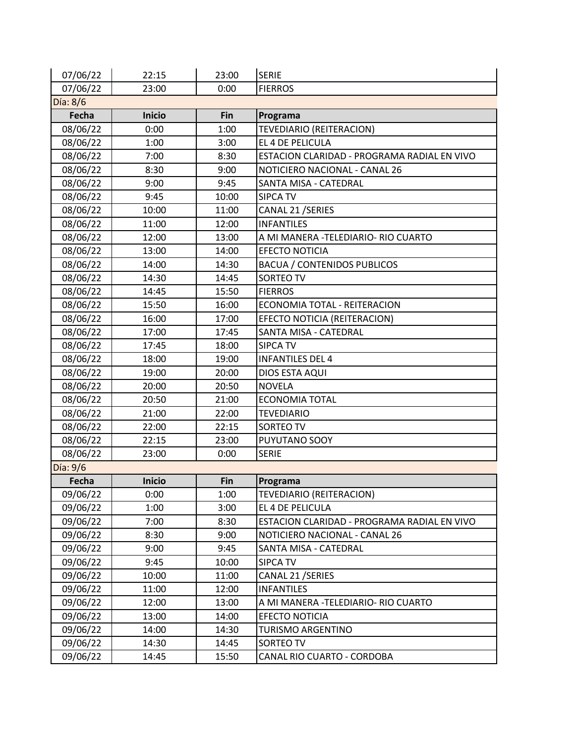| Fecha | Inicio | Fin | Programa |
| --- | --- | --- | --- |
| 07/06/22 | 22:15 | 23:00 | SERIE |
| 07/06/22 | 23:00 | 0:00 | FIERROS |

Día: 8/6

| Fecha | Inicio | Fin | Programa |
| --- | --- | --- | --- |
| 08/06/22 | 0:00 | 1:00 | TEVEDIARIO (REITERACION) |
| 08/06/22 | 1:00 | 3:00 | EL 4 DE PELICULA |
| 08/06/22 | 7:00 | 8:30 | ESTACION CLARIDAD - PROGRAMA RADIAL EN VIVO |
| 08/06/22 | 8:30 | 9:00 | NOTICIERO NACIONAL - CANAL 26 |
| 08/06/22 | 9:00 | 9:45 | SANTA MISA - CATEDRAL |
| 08/06/22 | 9:45 | 10:00 | SIPCA TV |
| 08/06/22 | 10:00 | 11:00 | CANAL 21 /SERIES |
| 08/06/22 | 11:00 | 12:00 | INFANTILES |
| 08/06/22 | 12:00 | 13:00 | A MI MANERA -TELEDIARIO- RIO CUARTO |
| 08/06/22 | 13:00 | 14:00 | EFECTO NOTICIA |
| 08/06/22 | 14:00 | 14:30 | BACUA / CONTENIDOS PUBLICOS |
| 08/06/22 | 14:30 | 14:45 | SORTEO TV |
| 08/06/22 | 14:45 | 15:50 | FIERROS |
| 08/06/22 | 15:50 | 16:00 | ECONOMIA TOTAL - REITERACION |
| 08/06/22 | 16:00 | 17:00 | EFECTO NOTICIA (REITERACION) |
| 08/06/22 | 17:00 | 17:45 | SANTA MISA - CATEDRAL |
| 08/06/22 | 17:45 | 18:00 | SIPCA TV |
| 08/06/22 | 18:00 | 19:00 | INFANTILES DEL 4 |
| 08/06/22 | 19:00 | 20:00 | DIOS ESTA AQUI |
| 08/06/22 | 20:00 | 20:50 | NOVELA |
| 08/06/22 | 20:50 | 21:00 | ECONOMIA TOTAL |
| 08/06/22 | 21:00 | 22:00 | TEVEDIARIO |
| 08/06/22 | 22:00 | 22:15 | SORTEO TV |
| 08/06/22 | 22:15 | 23:00 | PUYUTANO SOOY |
| 08/06/22 | 23:00 | 0:00 | SERIE |

Día: 9/6

| Fecha | Inicio | Fin | Programa |
| --- | --- | --- | --- |
| 09/06/22 | 0:00 | 1:00 | TEVEDIARIO (REITERACION) |
| 09/06/22 | 1:00 | 3:00 | EL 4 DE PELICULA |
| 09/06/22 | 7:00 | 8:30 | ESTACION CLARIDAD - PROGRAMA RADIAL EN VIVO |
| 09/06/22 | 8:30 | 9:00 | NOTICIERO NACIONAL - CANAL 26 |
| 09/06/22 | 9:00 | 9:45 | SANTA MISA - CATEDRAL |
| 09/06/22 | 9:45 | 10:00 | SIPCA TV |
| 09/06/22 | 10:00 | 11:00 | CANAL 21 /SERIES |
| 09/06/22 | 11:00 | 12:00 | INFANTILES |
| 09/06/22 | 12:00 | 13:00 | A MI MANERA -TELEDIARIO- RIO CUARTO |
| 09/06/22 | 13:00 | 14:00 | EFECTO NOTICIA |
| 09/06/22 | 14:00 | 14:30 | TURISMO ARGENTINO |
| 09/06/22 | 14:30 | 14:45 | SORTEO TV |
| 09/06/22 | 14:45 | 15:50 | CANAL RIO CUARTO - CORDOBA |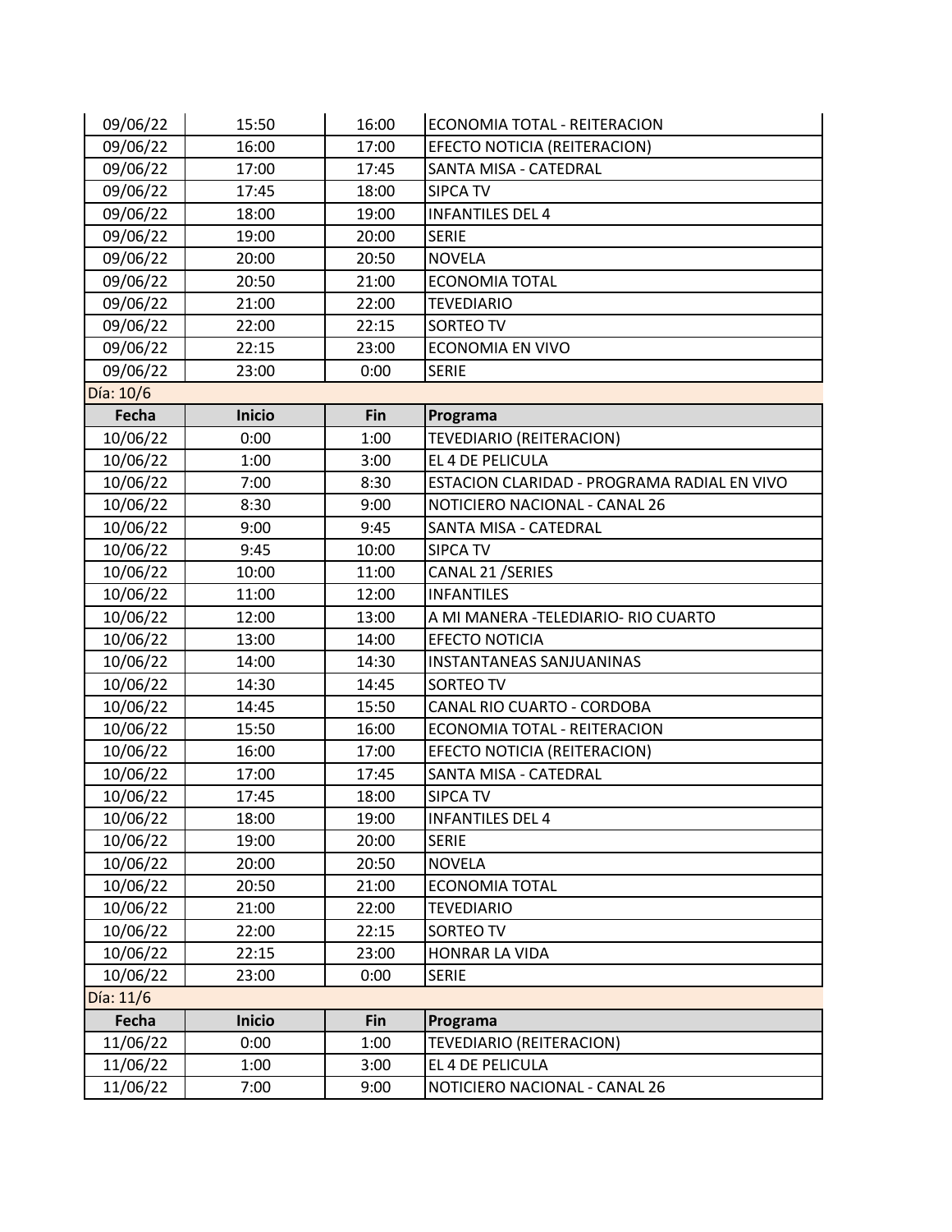| 09/06/22 | 15:50 | 16:00 | ECONOMIA TOTAL - REITERACION |
|---|---|---|---|
| 09/06/22 | 16:00 | 17:00 | EFECTO NOTICIA (REITERACION) |
| 09/06/22 | 17:00 | 17:45 | SANTA MISA - CATEDRAL |
| 09/06/22 | 17:45 | 18:00 | SIPCA TV |
| 09/06/22 | 18:00 | 19:00 | INFANTILES DEL 4 |
| 09/06/22 | 19:00 | 20:00 | SERIE |
| 09/06/22 | 20:00 | 20:50 | NOVELA |
| 09/06/22 | 20:50 | 21:00 | ECONOMIA TOTAL |
| 09/06/22 | 21:00 | 22:00 | TEVEDIARIO |
| 09/06/22 | 22:00 | 22:15 | SORTEO TV |
| 09/06/22 | 22:15 | 23:00 | ECONOMIA EN VIVO |
| 09/06/22 | 23:00 | 0:00 | SERIE |

Día: 10/6

| Fecha | Inicio | Fin | Programa |
|---|---|---|---|
| 10/06/22 | 0:00 | 1:00 | TEVEDIARIO (REITERACION) |
| 10/06/22 | 1:00 | 3:00 | EL 4 DE PELICULA |
| 10/06/22 | 7:00 | 8:30 | ESTACION CLARIDAD - PROGRAMA RADIAL EN VIVO |
| 10/06/22 | 8:30 | 9:00 | NOTICIERO NACIONAL - CANAL 26 |
| 10/06/22 | 9:00 | 9:45 | SANTA MISA - CATEDRAL |
| 10/06/22 | 9:45 | 10:00 | SIPCA TV |
| 10/06/22 | 10:00 | 11:00 | CANAL 21 /SERIES |
| 10/06/22 | 11:00 | 12:00 | INFANTILES |
| 10/06/22 | 12:00 | 13:00 | A MI MANERA -TELEDIARIO- RIO CUARTO |
| 10/06/22 | 13:00 | 14:00 | EFECTO NOTICIA |
| 10/06/22 | 14:00 | 14:30 | INSTANTANEAS SANJUANINAS |
| 10/06/22 | 14:30 | 14:45 | SORTEO TV |
| 10/06/22 | 14:45 | 15:50 | CANAL RIO CUARTO - CORDOBA |
| 10/06/22 | 15:50 | 16:00 | ECONOMIA TOTAL - REITERACION |
| 10/06/22 | 16:00 | 17:00 | EFECTO NOTICIA (REITERACION) |
| 10/06/22 | 17:00 | 17:45 | SANTA MISA - CATEDRAL |
| 10/06/22 | 17:45 | 18:00 | SIPCA TV |
| 10/06/22 | 18:00 | 19:00 | INFANTILES DEL 4 |
| 10/06/22 | 19:00 | 20:00 | SERIE |
| 10/06/22 | 20:00 | 20:50 | NOVELA |
| 10/06/22 | 20:50 | 21:00 | ECONOMIA TOTAL |
| 10/06/22 | 21:00 | 22:00 | TEVEDIARIO |
| 10/06/22 | 22:00 | 22:15 | SORTEO TV |
| 10/06/22 | 22:15 | 23:00 | HONRAR LA VIDA |
| 10/06/22 | 23:00 | 0:00 | SERIE |

Día: 11/6

| Fecha | Inicio | Fin | Programa |
|---|---|---|---|
| 11/06/22 | 0:00 | 1:00 | TEVEDIARIO (REITERACION) |
| 11/06/22 | 1:00 | 3:00 | EL 4 DE PELICULA |
| 11/06/22 | 7:00 | 9:00 | NOTICIERO NACIONAL - CANAL 26 |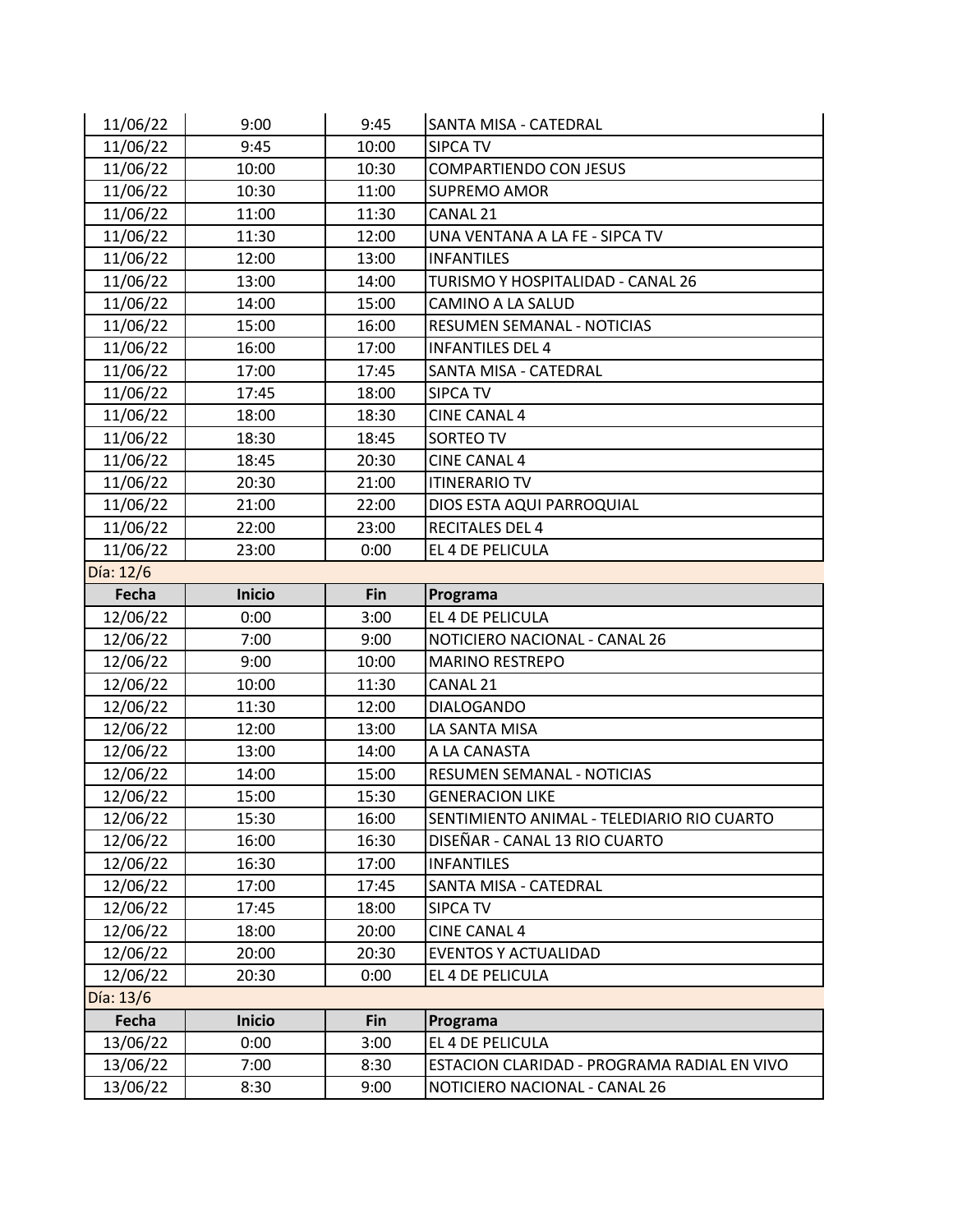| Fecha | Inicio | Fin | Programa |
|---|---|---|---|
| 11/06/22 | 9:00 | 9:45 | SANTA MISA - CATEDRAL |
| 11/06/22 | 9:45 | 10:00 | SIPCA TV |
| 11/06/22 | 10:00 | 10:30 | COMPARTIENDO CON JESUS |
| 11/06/22 | 10:30 | 11:00 | SUPREMO AMOR |
| 11/06/22 | 11:00 | 11:30 | CANAL 21 |
| 11/06/22 | 11:30 | 12:00 | UNA VENTANA A LA FE - SIPCA TV |
| 11/06/22 | 12:00 | 13:00 | INFANTILES |
| 11/06/22 | 13:00 | 14:00 | TURISMO Y HOSPITALIDAD - CANAL 26 |
| 11/06/22 | 14:00 | 15:00 | CAMINO A LA SALUD |
| 11/06/22 | 15:00 | 16:00 | RESUMEN SEMANAL - NOTICIAS |
| 11/06/22 | 16:00 | 17:00 | INFANTILES DEL 4 |
| 11/06/22 | 17:00 | 17:45 | SANTA MISA - CATEDRAL |
| 11/06/22 | 17:45 | 18:00 | SIPCA TV |
| 11/06/22 | 18:00 | 18:30 | CINE CANAL 4 |
| 11/06/22 | 18:30 | 18:45 | SORTEO TV |
| 11/06/22 | 18:45 | 20:30 | CINE CANAL 4 |
| 11/06/22 | 20:30 | 21:00 | ITINERARIO TV |
| 11/06/22 | 21:00 | 22:00 | DIOS ESTA AQUI PARROQUIAL |
| 11/06/22 | 22:00 | 23:00 | RECITALES DEL 4 |
| 11/06/22 | 23:00 | 0:00 | EL 4 DE PELICULA |

Día: 12/6

| Fecha | Inicio | Fin | Programa |
|---|---|---|---|
| 12/06/22 | 0:00 | 3:00 | EL 4 DE PELICULA |
| 12/06/22 | 7:00 | 9:00 | NOTICIERO NACIONAL - CANAL 26 |
| 12/06/22 | 9:00 | 10:00 | MARINO RESTREPO |
| 12/06/22 | 10:00 | 11:30 | CANAL 21 |
| 12/06/22 | 11:30 | 12:00 | DIALOGANDO |
| 12/06/22 | 12:00 | 13:00 | LA SANTA MISA |
| 12/06/22 | 13:00 | 14:00 | A LA CANASTA |
| 12/06/22 | 14:00 | 15:00 | RESUMEN SEMANAL - NOTICIAS |
| 12/06/22 | 15:00 | 15:30 | GENERACION LIKE |
| 12/06/22 | 15:30 | 16:00 | SENTIMIENTO ANIMAL - TELEDIARIO RIO CUARTO |
| 12/06/22 | 16:00 | 16:30 | DISEÑAR - CANAL 13 RIO CUARTO |
| 12/06/22 | 16:30 | 17:00 | INFANTILES |
| 12/06/22 | 17:00 | 17:45 | SANTA MISA - CATEDRAL |
| 12/06/22 | 17:45 | 18:00 | SIPCA TV |
| 12/06/22 | 18:00 | 20:00 | CINE CANAL 4 |
| 12/06/22 | 20:00 | 20:30 | EVENTOS Y ACTUALIDAD |
| 12/06/22 | 20:30 | 0:00 | EL 4 DE PELICULA |

Día: 13/6

| Fecha | Inicio | Fin | Programa |
|---|---|---|---|
| 13/06/22 | 0:00 | 3:00 | EL 4 DE PELICULA |
| 13/06/22 | 7:00 | 8:30 | ESTACION CLARIDAD - PROGRAMA RADIAL EN VIVO |
| 13/06/22 | 8:30 | 9:00 | NOTICIERO NACIONAL - CANAL 26 |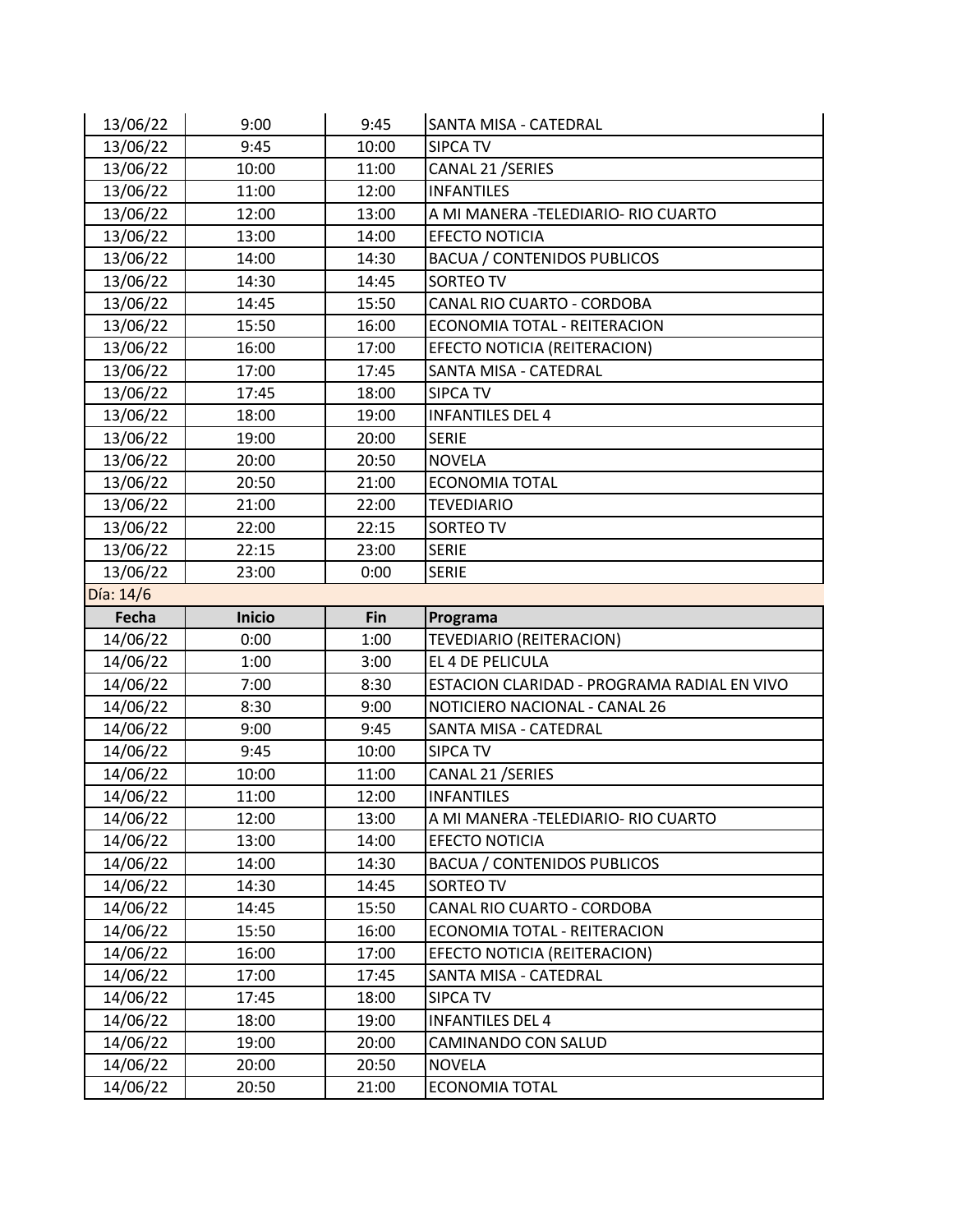| | | | |
|---|---|---|---|
| 13/06/22 | 9:00 | 9:45 | SANTA MISA - CATEDRAL |
| 13/06/22 | 9:45 | 10:00 | SIPCA TV |
| 13/06/22 | 10:00 | 11:00 | CANAL 21 /SERIES |
| 13/06/22 | 11:00 | 12:00 | INFANTILES |
| 13/06/22 | 12:00 | 13:00 | A MI MANERA -TELEDIARIO- RIO CUARTO |
| 13/06/22 | 13:00 | 14:00 | EFECTO NOTICIA |
| 13/06/22 | 14:00 | 14:30 | BACUA / CONTENIDOS PUBLICOS |
| 13/06/22 | 14:30 | 14:45 | SORTEO TV |
| 13/06/22 | 14:45 | 15:50 | CANAL RIO CUARTO - CORDOBA |
| 13/06/22 | 15:50 | 16:00 | ECONOMIA TOTAL - REITERACION |
| 13/06/22 | 16:00 | 17:00 | EFECTO NOTICIA (REITERACION) |
| 13/06/22 | 17:00 | 17:45 | SANTA MISA - CATEDRAL |
| 13/06/22 | 17:45 | 18:00 | SIPCA TV |
| 13/06/22 | 18:00 | 19:00 | INFANTILES DEL 4 |
| 13/06/22 | 19:00 | 20:00 | SERIE |
| 13/06/22 | 20:00 | 20:50 | NOVELA |
| 13/06/22 | 20:50 | 21:00 | ECONOMIA TOTAL |
| 13/06/22 | 21:00 | 22:00 | TEVEDIARIO |
| 13/06/22 | 22:00 | 22:15 | SORTEO TV |
| 13/06/22 | 22:15 | 23:00 | SERIE |
| 13/06/22 | 23:00 | 0:00 | SERIE |

Día: 14/6

| Fecha | Inicio | Fin | Programa |
|---|---|---|---|
| 14/06/22 | 0:00 | 1:00 | TEVEDIARIO (REITERACION) |
| 14/06/22 | 1:00 | 3:00 | EL 4 DE PELICULA |
| 14/06/22 | 7:00 | 8:30 | ESTACION CLARIDAD - PROGRAMA RADIAL EN VIVO |
| 14/06/22 | 8:30 | 9:00 | NOTICIERO NACIONAL - CANAL 26 |
| 14/06/22 | 9:00 | 9:45 | SANTA MISA - CATEDRAL |
| 14/06/22 | 9:45 | 10:00 | SIPCA TV |
| 14/06/22 | 10:00 | 11:00 | CANAL 21 /SERIES |
| 14/06/22 | 11:00 | 12:00 | INFANTILES |
| 14/06/22 | 12:00 | 13:00 | A MI MANERA -TELEDIARIO- RIO CUARTO |
| 14/06/22 | 13:00 | 14:00 | EFECTO NOTICIA |
| 14/06/22 | 14:00 | 14:30 | BACUA / CONTENIDOS PUBLICOS |
| 14/06/22 | 14:30 | 14:45 | SORTEO TV |
| 14/06/22 | 14:45 | 15:50 | CANAL RIO CUARTO - CORDOBA |
| 14/06/22 | 15:50 | 16:00 | ECONOMIA TOTAL - REITERACION |
| 14/06/22 | 16:00 | 17:00 | EFECTO NOTICIA (REITERACION) |
| 14/06/22 | 17:00 | 17:45 | SANTA MISA - CATEDRAL |
| 14/06/22 | 17:45 | 18:00 | SIPCA TV |
| 14/06/22 | 18:00 | 19:00 | INFANTILES DEL 4 |
| 14/06/22 | 19:00 | 20:00 | CAMINANDO CON SALUD |
| 14/06/22 | 20:00 | 20:50 | NOVELA |
| 14/06/22 | 20:50 | 21:00 | ECONOMIA TOTAL |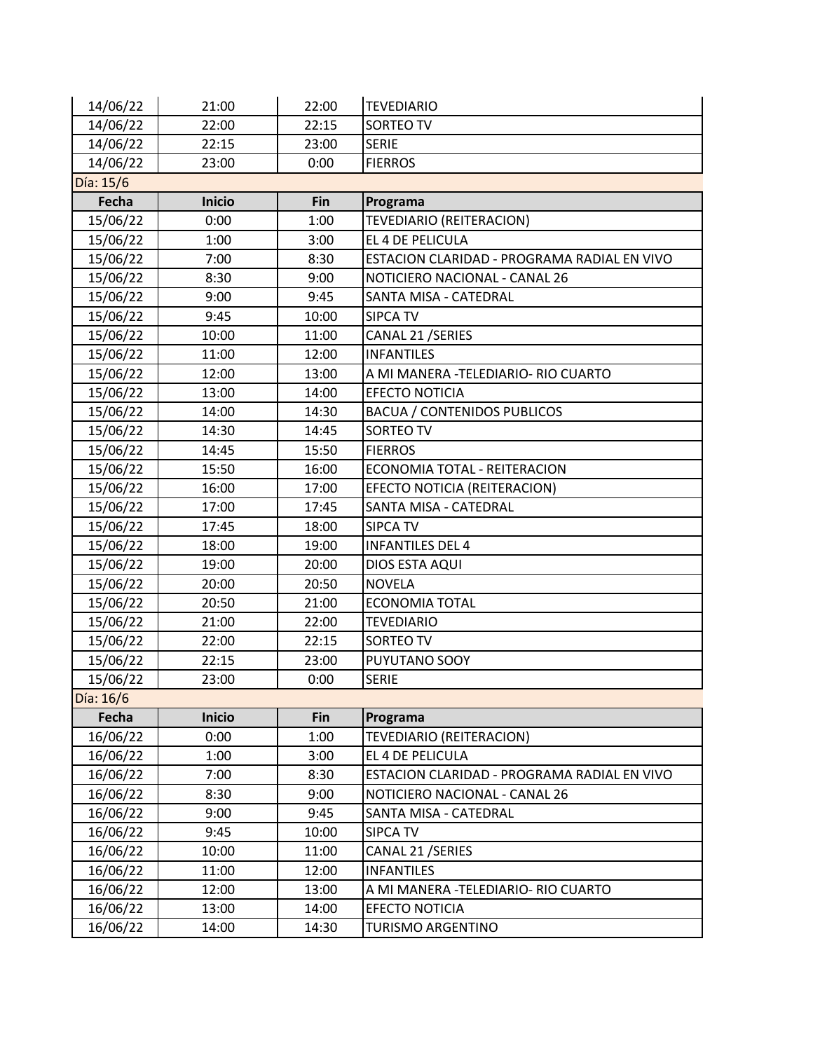| Fecha | Inicio | Fin | Programa |
|---|---|---|---|
| 14/06/22 | 21:00 | 22:00 | TEVEDIARIO |
| 14/06/22 | 22:00 | 22:15 | SORTEO TV |
| 14/06/22 | 22:15 | 23:00 | SERIE |
| 14/06/22 | 23:00 | 0:00 | FIERROS |

Día: 15/6

| Fecha | Inicio | Fin | Programa |
|---|---|---|---|
| 15/06/22 | 0:00 | 1:00 | TEVEDIARIO (REITERACION) |
| 15/06/22 | 1:00 | 3:00 | EL 4 DE PELICULA |
| 15/06/22 | 7:00 | 8:30 | ESTACION CLARIDAD - PROGRAMA RADIAL EN VIVO |
| 15/06/22 | 8:30 | 9:00 | NOTICIERO NACIONAL - CANAL 26 |
| 15/06/22 | 9:00 | 9:45 | SANTA MISA - CATEDRAL |
| 15/06/22 | 9:45 | 10:00 | SIPCA TV |
| 15/06/22 | 10:00 | 11:00 | CANAL 21 /SERIES |
| 15/06/22 | 11:00 | 12:00 | INFANTILES |
| 15/06/22 | 12:00 | 13:00 | A MI MANERA -TELEDIARIO- RIO CUARTO |
| 15/06/22 | 13:00 | 14:00 | EFECTO NOTICIA |
| 15/06/22 | 14:00 | 14:30 | BACUA / CONTENIDOS PUBLICOS |
| 15/06/22 | 14:30 | 14:45 | SORTEO TV |
| 15/06/22 | 14:45 | 15:50 | FIERROS |
| 15/06/22 | 15:50 | 16:00 | ECONOMIA TOTAL - REITERACION |
| 15/06/22 | 16:00 | 17:00 | EFECTO NOTICIA (REITERACION) |
| 15/06/22 | 17:00 | 17:45 | SANTA MISA - CATEDRAL |
| 15/06/22 | 17:45 | 18:00 | SIPCA TV |
| 15/06/22 | 18:00 | 19:00 | INFANTILES DEL 4 |
| 15/06/22 | 19:00 | 20:00 | DIOS ESTA AQUI |
| 15/06/22 | 20:00 | 20:50 | NOVELA |
| 15/06/22 | 20:50 | 21:00 | ECONOMIA TOTAL |
| 15/06/22 | 21:00 | 22:00 | TEVEDIARIO |
| 15/06/22 | 22:00 | 22:15 | SORTEO TV |
| 15/06/22 | 22:15 | 23:00 | PUYUTANO SOOY |
| 15/06/22 | 23:00 | 0:00 | SERIE |

Día: 16/6

| Fecha | Inicio | Fin | Programa |
|---|---|---|---|
| 16/06/22 | 0:00 | 1:00 | TEVEDIARIO (REITERACION) |
| 16/06/22 | 1:00 | 3:00 | EL 4 DE PELICULA |
| 16/06/22 | 7:00 | 8:30 | ESTACION CLARIDAD - PROGRAMA RADIAL EN VIVO |
| 16/06/22 | 8:30 | 9:00 | NOTICIERO NACIONAL - CANAL 26 |
| 16/06/22 | 9:00 | 9:45 | SANTA MISA - CATEDRAL |
| 16/06/22 | 9:45 | 10:00 | SIPCA TV |
| 16/06/22 | 10:00 | 11:00 | CANAL 21 /SERIES |
| 16/06/22 | 11:00 | 12:00 | INFANTILES |
| 16/06/22 | 12:00 | 13:00 | A MI MANERA -TELEDIARIO- RIO CUARTO |
| 16/06/22 | 13:00 | 14:00 | EFECTO NOTICIA |
| 16/06/22 | 14:00 | 14:30 | TURISMO ARGENTINO |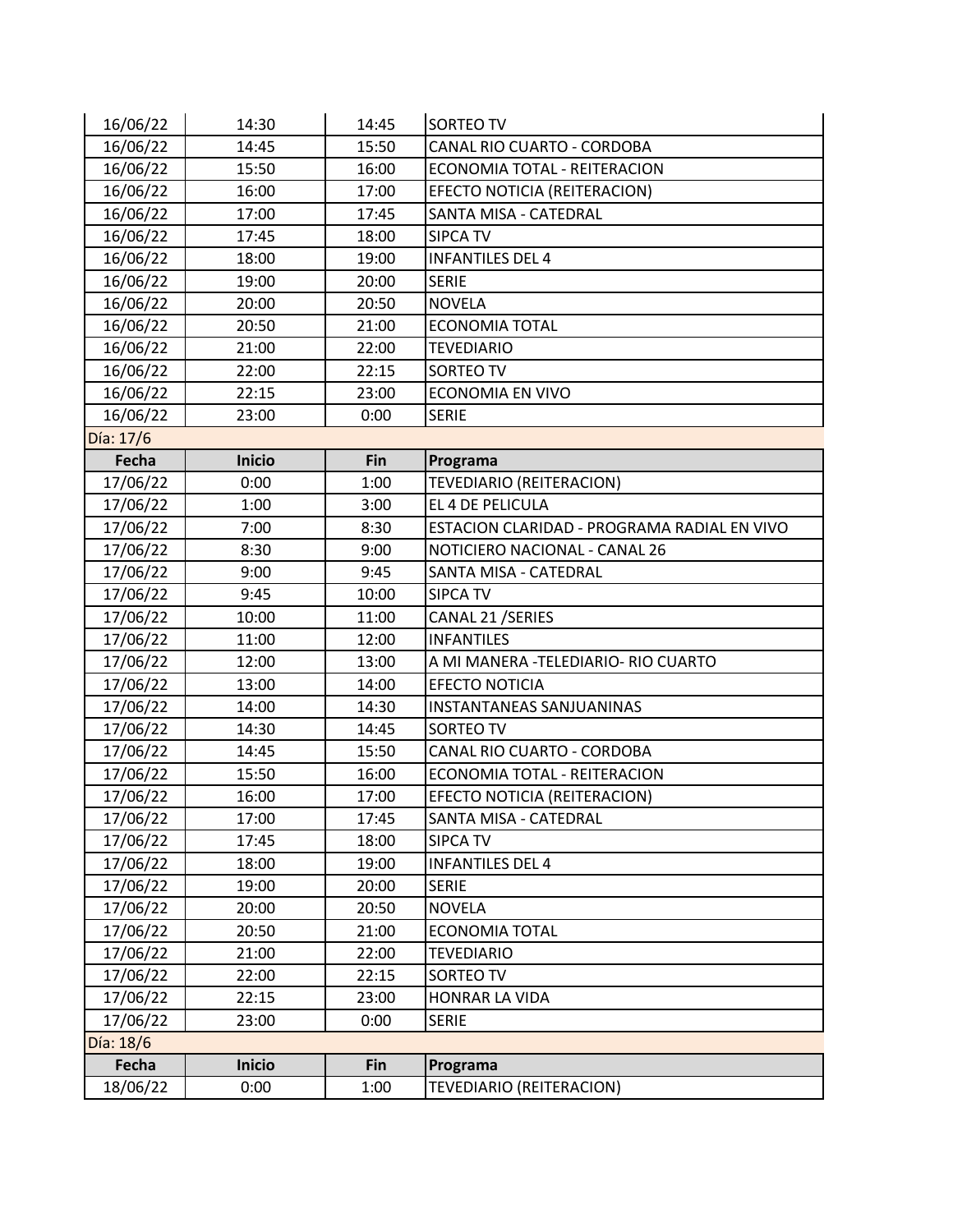| | | | |
|---|---|---|---|
| 16/06/22 | 14:30 | 14:45 | SORTEO TV |
| 16/06/22 | 14:45 | 15:50 | CANAL RIO CUARTO - CORDOBA |
| 16/06/22 | 15:50 | 16:00 | ECONOMIA TOTAL - REITERACION |
| 16/06/22 | 16:00 | 17:00 | EFECTO NOTICIA (REITERACION) |
| 16/06/22 | 17:00 | 17:45 | SANTA MISA - CATEDRAL |
| 16/06/22 | 17:45 | 18:00 | SIPCA TV |
| 16/06/22 | 18:00 | 19:00 | INFANTILES DEL 4 |
| 16/06/22 | 19:00 | 20:00 | SERIE |
| 16/06/22 | 20:00 | 20:50 | NOVELA |
| 16/06/22 | 20:50 | 21:00 | ECONOMIA TOTAL |
| 16/06/22 | 21:00 | 22:00 | TEVEDIARIO |
| 16/06/22 | 22:00 | 22:15 | SORTEO TV |
| 16/06/22 | 22:15 | 23:00 | ECONOMIA EN VIVO |
| 16/06/22 | 23:00 | 0:00 | SERIE |

Día: 17/6

| Fecha | Inicio | Fin | Programa |
|---|---|---|---|
| 17/06/22 | 0:00 | 1:00 | TEVEDIARIO (REITERACION) |
| 17/06/22 | 1:00 | 3:00 | EL 4 DE PELICULA |
| 17/06/22 | 7:00 | 8:30 | ESTACION CLARIDAD - PROGRAMA RADIAL EN VIVO |
| 17/06/22 | 8:30 | 9:00 | NOTICIERO NACIONAL - CANAL 26 |
| 17/06/22 | 9:00 | 9:45 | SANTA MISA - CATEDRAL |
| 17/06/22 | 9:45 | 10:00 | SIPCA TV |
| 17/06/22 | 10:00 | 11:00 | CANAL 21 /SERIES |
| 17/06/22 | 11:00 | 12:00 | INFANTILES |
| 17/06/22 | 12:00 | 13:00 | A MI MANERA -TELEDIARIO- RIO CUARTO |
| 17/06/22 | 13:00 | 14:00 | EFECTO NOTICIA |
| 17/06/22 | 14:00 | 14:30 | INSTANTANEAS SANJUANINAS |
| 17/06/22 | 14:30 | 14:45 | SORTEO TV |
| 17/06/22 | 14:45 | 15:50 | CANAL RIO CUARTO - CORDOBA |
| 17/06/22 | 15:50 | 16:00 | ECONOMIA TOTAL - REITERACION |
| 17/06/22 | 16:00 | 17:00 | EFECTO NOTICIA (REITERACION) |
| 17/06/22 | 17:00 | 17:45 | SANTA MISA - CATEDRAL |
| 17/06/22 | 17:45 | 18:00 | SIPCA TV |
| 17/06/22 | 18:00 | 19:00 | INFANTILES DEL 4 |
| 17/06/22 | 19:00 | 20:00 | SERIE |
| 17/06/22 | 20:00 | 20:50 | NOVELA |
| 17/06/22 | 20:50 | 21:00 | ECONOMIA TOTAL |
| 17/06/22 | 21:00 | 22:00 | TEVEDIARIO |
| 17/06/22 | 22:00 | 22:15 | SORTEO TV |
| 17/06/22 | 22:15 | 23:00 | HONRAR LA VIDA |
| 17/06/22 | 23:00 | 0:00 | SERIE |

Día: 18/6

| Fecha | Inicio | Fin | Programa |
|---|---|---|---|
| 18/06/22 | 0:00 | 1:00 | TEVEDIARIO (REITERACION) |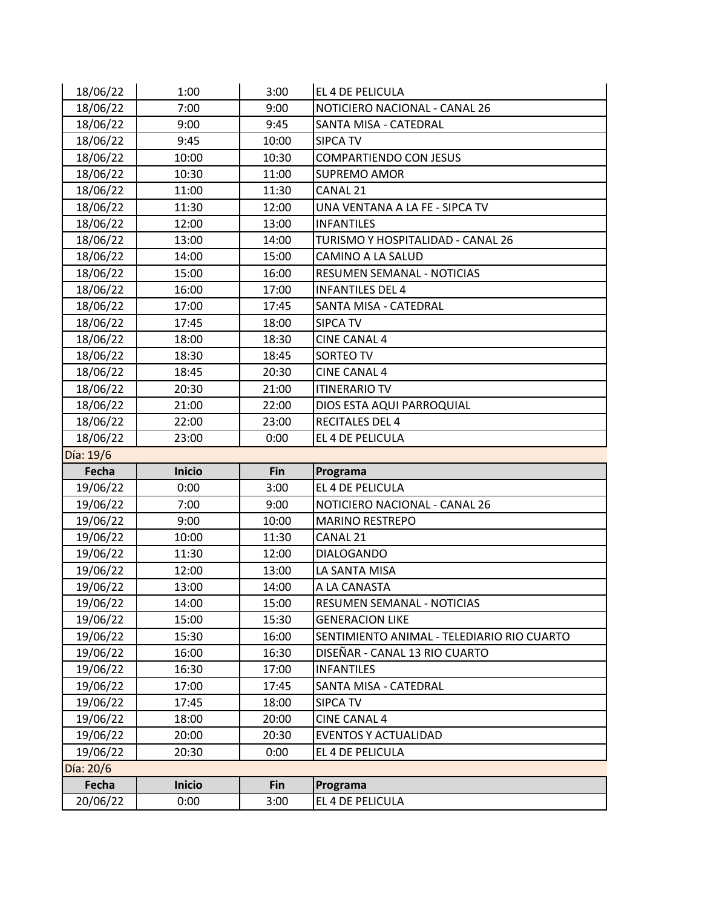| | | | |
|---|---|---|---|
| 18/06/22 | 1:00 | 3:00 | EL 4 DE PELICULA |
| 18/06/22 | 7:00 | 9:00 | NOTICIERO NACIONAL - CANAL 26 |
| 18/06/22 | 9:00 | 9:45 | SANTA MISA - CATEDRAL |
| 18/06/22 | 9:45 | 10:00 | SIPCA TV |
| 18/06/22 | 10:00 | 10:30 | COMPARTIENDO CON JESUS |
| 18/06/22 | 10:30 | 11:00 | SUPREMO AMOR |
| 18/06/22 | 11:00 | 11:30 | CANAL 21 |
| 18/06/22 | 11:30 | 12:00 | UNA VENTANA A LA FE - SIPCA TV |
| 18/06/22 | 12:00 | 13:00 | INFANTILES |
| 18/06/22 | 13:00 | 14:00 | TURISMO Y HOSPITALIDAD - CANAL 26 |
| 18/06/22 | 14:00 | 15:00 | CAMINO A LA SALUD |
| 18/06/22 | 15:00 | 16:00 | RESUMEN SEMANAL - NOTICIAS |
| 18/06/22 | 16:00 | 17:00 | INFANTILES DEL 4 |
| 18/06/22 | 17:00 | 17:45 | SANTA MISA - CATEDRAL |
| 18/06/22 | 17:45 | 18:00 | SIPCA TV |
| 18/06/22 | 18:00 | 18:30 | CINE CANAL 4 |
| 18/06/22 | 18:30 | 18:45 | SORTEO TV |
| 18/06/22 | 18:45 | 20:30 | CINE CANAL 4 |
| 18/06/22 | 20:30 | 21:00 | ITINERARIO TV |
| 18/06/22 | 21:00 | 22:00 | DIOS ESTA AQUI PARROQUIAL |
| 18/06/22 | 22:00 | 23:00 | RECITALES DEL 4 |
| 18/06/22 | 23:00 | 0:00 | EL 4 DE PELICULA |

Día: 19/6

| Fecha | Inicio | Fin | Programa |
|---|---|---|---|
| 19/06/22 | 0:00 | 3:00 | EL 4 DE PELICULA |
| 19/06/22 | 7:00 | 9:00 | NOTICIERO NACIONAL - CANAL 26 |
| 19/06/22 | 9:00 | 10:00 | MARINO RESTREPO |
| 19/06/22 | 10:00 | 11:30 | CANAL 21 |
| 19/06/22 | 11:30 | 12:00 | DIALOGANDO |
| 19/06/22 | 12:00 | 13:00 | LA SANTA MISA |
| 19/06/22 | 13:00 | 14:00 | A LA CANASTA |
| 19/06/22 | 14:00 | 15:00 | RESUMEN SEMANAL - NOTICIAS |
| 19/06/22 | 15:00 | 15:30 | GENERACION LIKE |
| 19/06/22 | 15:30 | 16:00 | SENTIMIENTO ANIMAL - TELEDIARIO RIO CUARTO |
| 19/06/22 | 16:00 | 16:30 | DISEÑAR - CANAL 13 RIO CUARTO |
| 19/06/22 | 16:30 | 17:00 | INFANTILES |
| 19/06/22 | 17:00 | 17:45 | SANTA MISA - CATEDRAL |
| 19/06/22 | 17:45 | 18:00 | SIPCA TV |
| 19/06/22 | 18:00 | 20:00 | CINE CANAL 4 |
| 19/06/22 | 20:00 | 20:30 | EVENTOS Y ACTUALIDAD |
| 19/06/22 | 20:30 | 0:00 | EL 4 DE PELICULA |

Día: 20/6

| Fecha | Inicio | Fin | Programa |
|---|---|---|---|
| 20/06/22 | 0:00 | 3:00 | EL 4 DE PELICULA |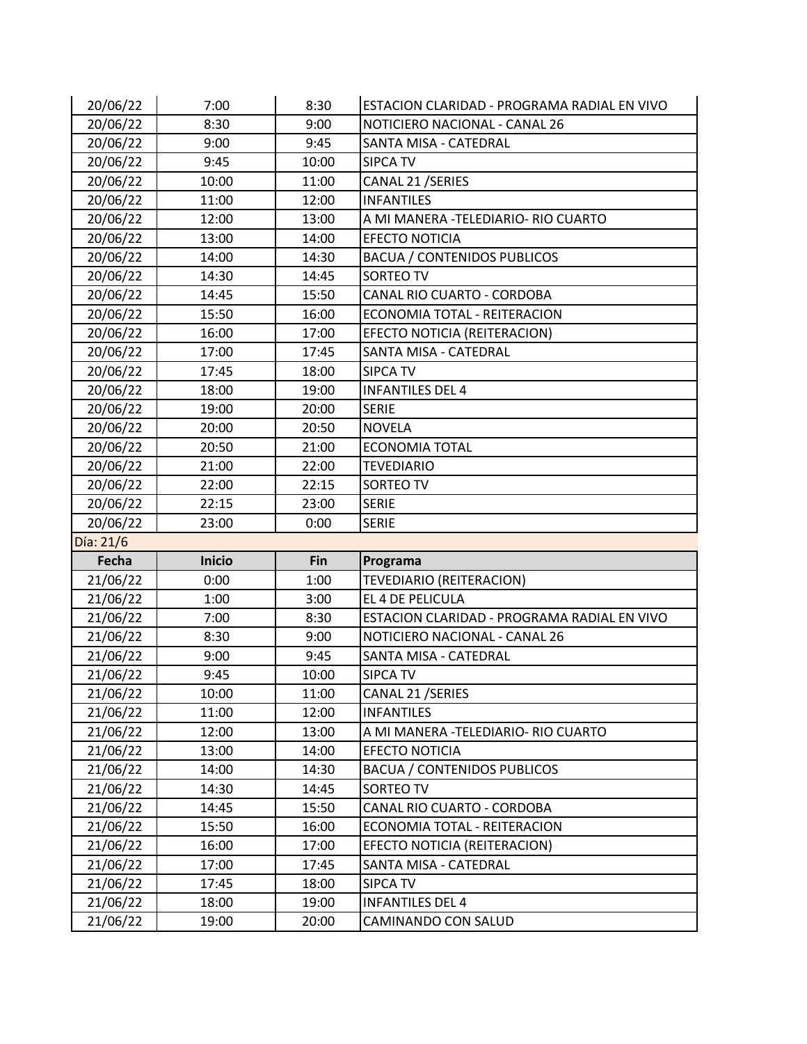| | | | |
|---|---|---|---|
| 20/06/22 | 7:00 | 8:30 | ESTACION CLARIDAD - PROGRAMA RADIAL EN VIVO |
| 20/06/22 | 8:30 | 9:00 | NOTICIERO NACIONAL - CANAL 26 |
| 20/06/22 | 9:00 | 9:45 | SANTA MISA - CATEDRAL |
| 20/06/22 | 9:45 | 10:00 | SIPCA TV |
| 20/06/22 | 10:00 | 11:00 | CANAL 21 /SERIES |
| 20/06/22 | 11:00 | 12:00 | INFANTILES |
| 20/06/22 | 12:00 | 13:00 | A MI MANERA -TELEDIARIO- RIO CUARTO |
| 20/06/22 | 13:00 | 14:00 | EFECTO NOTICIA |
| 20/06/22 | 14:00 | 14:30 | BACUA / CONTENIDOS PUBLICOS |
| 20/06/22 | 14:30 | 14:45 | SORTEO TV |
| 20/06/22 | 14:45 | 15:50 | CANAL RIO CUARTO - CORDOBA |
| 20/06/22 | 15:50 | 16:00 | ECONOMIA TOTAL - REITERACION |
| 20/06/22 | 16:00 | 17:00 | EFECTO NOTICIA (REITERACION) |
| 20/06/22 | 17:00 | 17:45 | SANTA MISA - CATEDRAL |
| 20/06/22 | 17:45 | 18:00 | SIPCA TV |
| 20/06/22 | 18:00 | 19:00 | INFANTILES DEL 4 |
| 20/06/22 | 19:00 | 20:00 | SERIE |
| 20/06/22 | 20:00 | 20:50 | NOVELA |
| 20/06/22 | 20:50 | 21:00 | ECONOMIA TOTAL |
| 20/06/22 | 21:00 | 22:00 | TEVEDIARIO |
| 20/06/22 | 22:00 | 22:15 | SORTEO TV |
| 20/06/22 | 22:15 | 23:00 | SERIE |
| 20/06/22 | 23:00 | 0:00 | SERIE |

Día: 21/6

| Fecha | Inicio | Fin | Programa |
|---|---|---|---|
| 21/06/22 | 0:00 | 1:00 | TEVEDIARIO (REITERACION) |
| 21/06/22 | 1:00 | 3:00 | EL 4 DE PELICULA |
| 21/06/22 | 7:00 | 8:30 | ESTACION CLARIDAD - PROGRAMA RADIAL EN VIVO |
| 21/06/22 | 8:30 | 9:00 | NOTICIERO NACIONAL - CANAL 26 |
| 21/06/22 | 9:00 | 9:45 | SANTA MISA - CATEDRAL |
| 21/06/22 | 9:45 | 10:00 | SIPCA TV |
| 21/06/22 | 10:00 | 11:00 | CANAL 21 /SERIES |
| 21/06/22 | 11:00 | 12:00 | INFANTILES |
| 21/06/22 | 12:00 | 13:00 | A MI MANERA -TELEDIARIO- RIO CUARTO |
| 21/06/22 | 13:00 | 14:00 | EFECTO NOTICIA |
| 21/06/22 | 14:00 | 14:30 | BACUA / CONTENIDOS PUBLICOS |
| 21/06/22 | 14:30 | 14:45 | SORTEO TV |
| 21/06/22 | 14:45 | 15:50 | CANAL RIO CUARTO - CORDOBA |
| 21/06/22 | 15:50 | 16:00 | ECONOMIA TOTAL - REITERACION |
| 21/06/22 | 16:00 | 17:00 | EFECTO NOTICIA (REITERACION) |
| 21/06/22 | 17:00 | 17:45 | SANTA MISA - CATEDRAL |
| 21/06/22 | 17:45 | 18:00 | SIPCA TV |
| 21/06/22 | 18:00 | 19:00 | INFANTILES DEL 4 |
| 21/06/22 | 19:00 | 20:00 | CAMINANDO CON SALUD |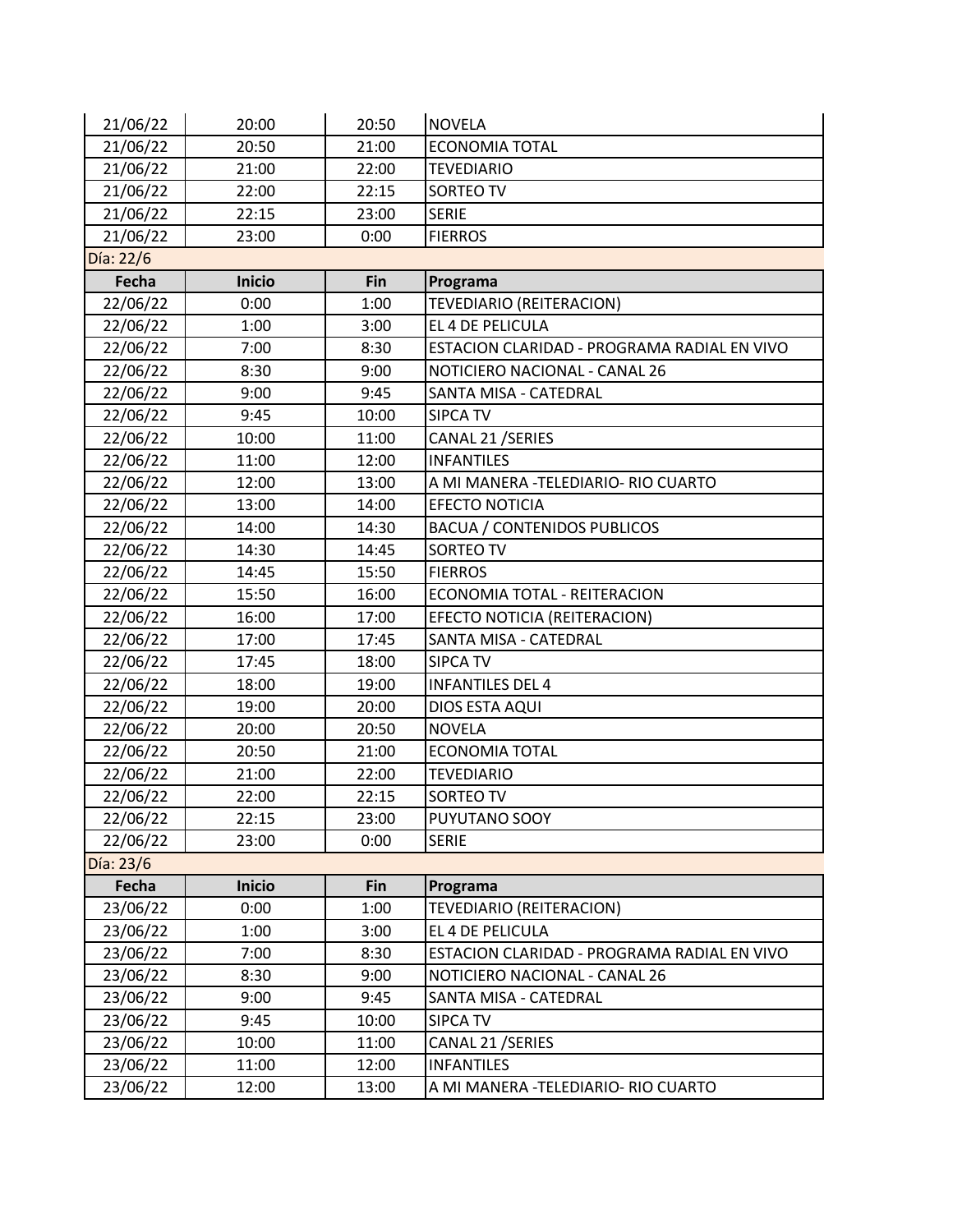| Fecha | Inicio | Fin | Programa |
|---|---|---|---|
| 21/06/22 | 20:00 | 20:50 | NOVELA |
| 21/06/22 | 20:50 | 21:00 | ECONOMIA TOTAL |
| 21/06/22 | 21:00 | 22:00 | TEVEDIARIO |
| 21/06/22 | 22:00 | 22:15 | SORTEO TV |
| 21/06/22 | 22:15 | 23:00 | SERIE |
| 21/06/22 | 23:00 | 0:00 | FIERROS |

Día: 22/6

| Fecha | Inicio | Fin | Programa |
|---|---|---|---|
| 22/06/22 | 0:00 | 1:00 | TEVEDIARIO (REITERACION) |
| 22/06/22 | 1:00 | 3:00 | EL 4 DE PELICULA |
| 22/06/22 | 7:00 | 8:30 | ESTACION CLARIDAD - PROGRAMA RADIAL EN VIVO |
| 22/06/22 | 8:30 | 9:00 | NOTICIERO NACIONAL - CANAL 26 |
| 22/06/22 | 9:00 | 9:45 | SANTA MISA - CATEDRAL |
| 22/06/22 | 9:45 | 10:00 | SIPCA TV |
| 22/06/22 | 10:00 | 11:00 | CANAL 21 /SERIES |
| 22/06/22 | 11:00 | 12:00 | INFANTILES |
| 22/06/22 | 12:00 | 13:00 | A MI MANERA -TELEDIARIO- RIO CUARTO |
| 22/06/22 | 13:00 | 14:00 | EFECTO NOTICIA |
| 22/06/22 | 14:00 | 14:30 | BACUA / CONTENIDOS PUBLICOS |
| 22/06/22 | 14:30 | 14:45 | SORTEO TV |
| 22/06/22 | 14:45 | 15:50 | FIERROS |
| 22/06/22 | 15:50 | 16:00 | ECONOMIA TOTAL - REITERACION |
| 22/06/22 | 16:00 | 17:00 | EFECTO NOTICIA (REITERACION) |
| 22/06/22 | 17:00 | 17:45 | SANTA MISA - CATEDRAL |
| 22/06/22 | 17:45 | 18:00 | SIPCA TV |
| 22/06/22 | 18:00 | 19:00 | INFANTILES DEL 4 |
| 22/06/22 | 19:00 | 20:00 | DIOS ESTA AQUI |
| 22/06/22 | 20:00 | 20:50 | NOVELA |
| 22/06/22 | 20:50 | 21:00 | ECONOMIA TOTAL |
| 22/06/22 | 21:00 | 22:00 | TEVEDIARIO |
| 22/06/22 | 22:00 | 22:15 | SORTEO TV |
| 22/06/22 | 22:15 | 23:00 | PUYUTANO SOOY |
| 22/06/22 | 23:00 | 0:00 | SERIE |

Día: 23/6

| Fecha | Inicio | Fin | Programa |
|---|---|---|---|
| 23/06/22 | 0:00 | 1:00 | TEVEDIARIO (REITERACION) |
| 23/06/22 | 1:00 | 3:00 | EL 4 DE PELICULA |
| 23/06/22 | 7:00 | 8:30 | ESTACION CLARIDAD - PROGRAMA RADIAL EN VIVO |
| 23/06/22 | 8:30 | 9:00 | NOTICIERO NACIONAL - CANAL 26 |
| 23/06/22 | 9:00 | 9:45 | SANTA MISA - CATEDRAL |
| 23/06/22 | 9:45 | 10:00 | SIPCA TV |
| 23/06/22 | 10:00 | 11:00 | CANAL 21 /SERIES |
| 23/06/22 | 11:00 | 12:00 | INFANTILES |
| 23/06/22 | 12:00 | 13:00 | A MI MANERA -TELEDIARIO- RIO CUARTO |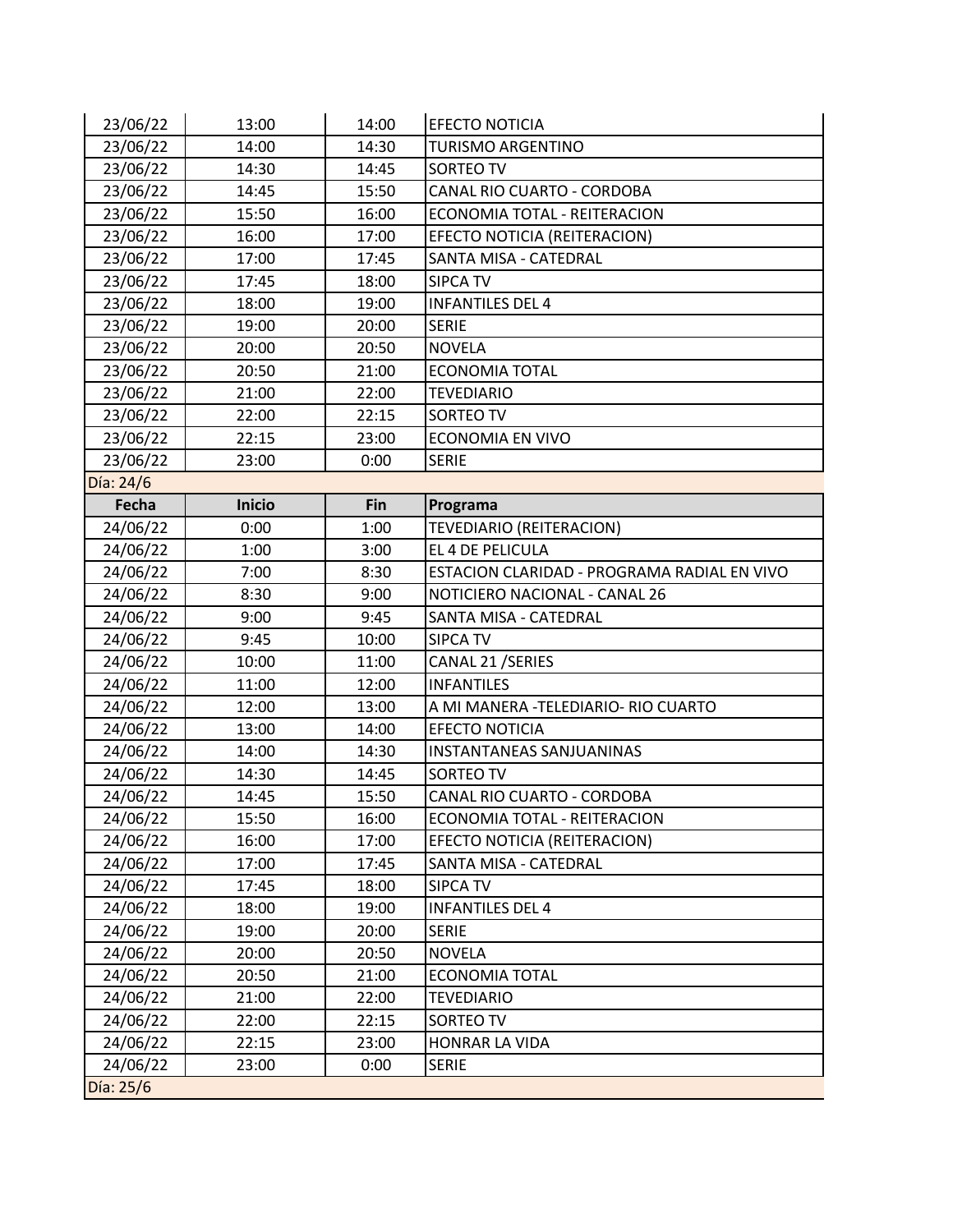| 23/06/22 | 13:00 | 14:00 | EFECTO NOTICIA |
|---|---|---|---|
| 23/06/22 | 14:00 | 14:30 | TURISMO ARGENTINO |
| 23/06/22 | 14:30 | 14:45 | SORTEO TV |
| 23/06/22 | 14:45 | 15:50 | CANAL RIO CUARTO - CORDOBA |
| 23/06/22 | 15:50 | 16:00 | ECONOMIA TOTAL - REITERACION |
| 23/06/22 | 16:00 | 17:00 | EFECTO NOTICIA (REITERACION) |
| 23/06/22 | 17:00 | 17:45 | SANTA MISA - CATEDRAL |
| 23/06/22 | 17:45 | 18:00 | SIPCA TV |
| 23/06/22 | 18:00 | 19:00 | INFANTILES DEL 4 |
| 23/06/22 | 19:00 | 20:00 | SERIE |
| 23/06/22 | 20:00 | 20:50 | NOVELA |
| 23/06/22 | 20:50 | 21:00 | ECONOMIA TOTAL |
| 23/06/22 | 21:00 | 22:00 | TEVEDIARIO |
| 23/06/22 | 22:00 | 22:15 | SORTEO TV |
| 23/06/22 | 22:15 | 23:00 | ECONOMIA EN VIVO |
| 23/06/22 | 23:00 | 0:00 | SERIE |

Día: 24/6

| Fecha | Inicio | Fin | Programa |
|---|---|---|---|
| 24/06/22 | 0:00 | 1:00 | TEVEDIARIO (REITERACION) |
| 24/06/22 | 1:00 | 3:00 | EL 4 DE PELICULA |
| 24/06/22 | 7:00 | 8:30 | ESTACION CLARIDAD - PROGRAMA RADIAL EN VIVO |
| 24/06/22 | 8:30 | 9:00 | NOTICIERO NACIONAL - CANAL 26 |
| 24/06/22 | 9:00 | 9:45 | SANTA MISA - CATEDRAL |
| 24/06/22 | 9:45 | 10:00 | SIPCA TV |
| 24/06/22 | 10:00 | 11:00 | CANAL 21 /SERIES |
| 24/06/22 | 11:00 | 12:00 | INFANTILES |
| 24/06/22 | 12:00 | 13:00 | A MI MANERA -TELEDIARIO- RIO CUARTO |
| 24/06/22 | 13:00 | 14:00 | EFECTO NOTICIA |
| 24/06/22 | 14:00 | 14:30 | INSTANTANEAS SANJUANINAS |
| 24/06/22 | 14:30 | 14:45 | SORTEO TV |
| 24/06/22 | 14:45 | 15:50 | CANAL RIO CUARTO - CORDOBA |
| 24/06/22 | 15:50 | 16:00 | ECONOMIA TOTAL - REITERACION |
| 24/06/22 | 16:00 | 17:00 | EFECTO NOTICIA (REITERACION) |
| 24/06/22 | 17:00 | 17:45 | SANTA MISA - CATEDRAL |
| 24/06/22 | 17:45 | 18:00 | SIPCA TV |
| 24/06/22 | 18:00 | 19:00 | INFANTILES DEL 4 |
| 24/06/22 | 19:00 | 20:00 | SERIE |
| 24/06/22 | 20:00 | 20:50 | NOVELA |
| 24/06/22 | 20:50 | 21:00 | ECONOMIA TOTAL |
| 24/06/22 | 21:00 | 22:00 | TEVEDIARIO |
| 24/06/22 | 22:00 | 22:15 | SORTEO TV |
| 24/06/22 | 22:15 | 23:00 | HONRAR LA VIDA |
| 24/06/22 | 23:00 | 0:00 | SERIE |

Día: 25/6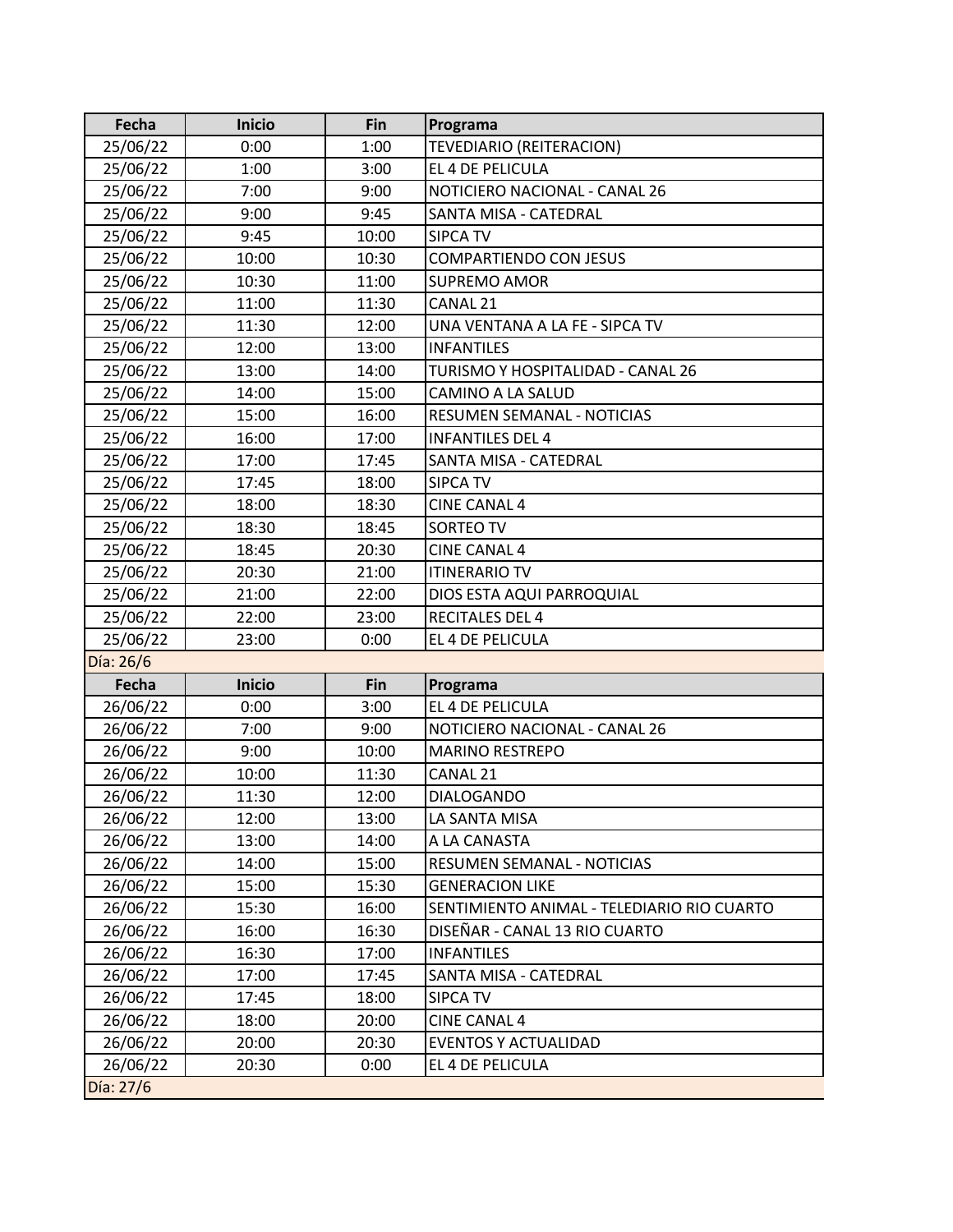| Fecha | Inicio | Fin | Programa |
|---|---|---|---|
| 25/06/22 | 0:00 | 1:00 | TEVEDIARIO (REITERACION) |
| 25/06/22 | 1:00 | 3:00 | EL 4 DE PELICULA |
| 25/06/22 | 7:00 | 9:00 | NOTICIERO NACIONAL - CANAL 26 |
| 25/06/22 | 9:00 | 9:45 | SANTA MISA - CATEDRAL |
| 25/06/22 | 9:45 | 10:00 | SIPCA TV |
| 25/06/22 | 10:00 | 10:30 | COMPARTIENDO CON JESUS |
| 25/06/22 | 10:30 | 11:00 | SUPREMO AMOR |
| 25/06/22 | 11:00 | 11:30 | CANAL 21 |
| 25/06/22 | 11:30 | 12:00 | UNA VENTANA A LA FE - SIPCA TV |
| 25/06/22 | 12:00 | 13:00 | INFANTILES |
| 25/06/22 | 13:00 | 14:00 | TURISMO Y HOSPITALIDAD - CANAL 26 |
| 25/06/22 | 14:00 | 15:00 | CAMINO A LA SALUD |
| 25/06/22 | 15:00 | 16:00 | RESUMEN SEMANAL - NOTICIAS |
| 25/06/22 | 16:00 | 17:00 | INFANTILES DEL 4 |
| 25/06/22 | 17:00 | 17:45 | SANTA MISA - CATEDRAL |
| 25/06/22 | 17:45 | 18:00 | SIPCA TV |
| 25/06/22 | 18:00 | 18:30 | CINE CANAL 4 |
| 25/06/22 | 18:30 | 18:45 | SORTEO TV |
| 25/06/22 | 18:45 | 20:30 | CINE CANAL 4 |
| 25/06/22 | 20:30 | 21:00 | ITINERARIO TV |
| 25/06/22 | 21:00 | 22:00 | DIOS ESTA AQUI PARROQUIAL |
| 25/06/22 | 22:00 | 23:00 | RECITALES DEL 4 |
| 25/06/22 | 23:00 | 0:00 | EL 4 DE PELICULA |

Día: 26/6

| Fecha | Inicio | Fin | Programa |
|---|---|---|---|
| 26/06/22 | 0:00 | 3:00 | EL 4 DE PELICULA |
| 26/06/22 | 7:00 | 9:00 | NOTICIERO NACIONAL - CANAL 26 |
| 26/06/22 | 9:00 | 10:00 | MARINO RESTREPO |
| 26/06/22 | 10:00 | 11:30 | CANAL 21 |
| 26/06/22 | 11:30 | 12:00 | DIALOGANDO |
| 26/06/22 | 12:00 | 13:00 | LA SANTA MISA |
| 26/06/22 | 13:00 | 14:00 | A LA CANASTA |
| 26/06/22 | 14:00 | 15:00 | RESUMEN SEMANAL - NOTICIAS |
| 26/06/22 | 15:00 | 15:30 | GENERACION LIKE |
| 26/06/22 | 15:30 | 16:00 | SENTIMIENTO ANIMAL - TELEDIARIO RIO CUARTO |
| 26/06/22 | 16:00 | 16:30 | DISEÑAR - CANAL 13 RIO CUARTO |
| 26/06/22 | 16:30 | 17:00 | INFANTILES |
| 26/06/22 | 17:00 | 17:45 | SANTA MISA - CATEDRAL |
| 26/06/22 | 17:45 | 18:00 | SIPCA TV |
| 26/06/22 | 18:00 | 20:00 | CINE CANAL 4 |
| 26/06/22 | 20:00 | 20:30 | EVENTOS Y ACTUALIDAD |
| 26/06/22 | 20:30 | 0:00 | EL 4 DE PELICULA |

Día: 27/6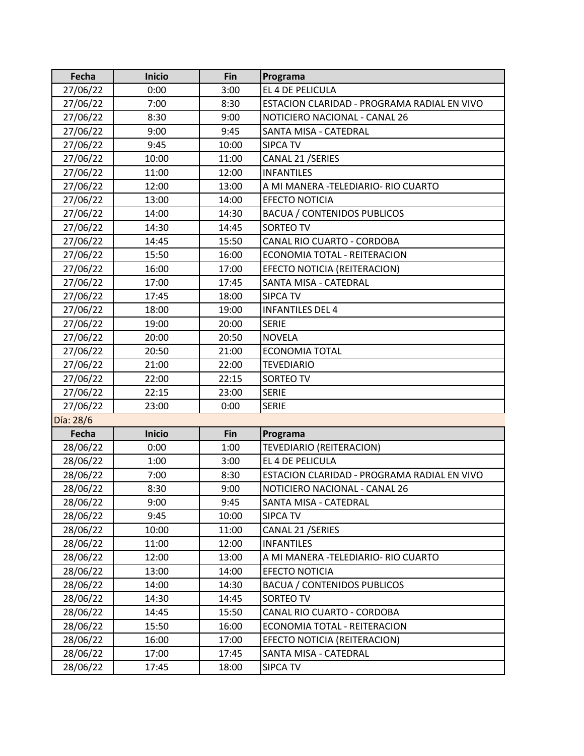| Fecha | Inicio | Fin | Programa |
|---|---|---|---|
| 27/06/22 | 0:00 | 3:00 | EL 4 DE PELICULA |
| 27/06/22 | 7:00 | 8:30 | ESTACION CLARIDAD - PROGRAMA RADIAL EN VIVO |
| 27/06/22 | 8:30 | 9:00 | NOTICIERO NACIONAL - CANAL 26 |
| 27/06/22 | 9:00 | 9:45 | SANTA MISA - CATEDRAL |
| 27/06/22 | 9:45 | 10:00 | SIPCA TV |
| 27/06/22 | 10:00 | 11:00 | CANAL 21 /SERIES |
| 27/06/22 | 11:00 | 12:00 | INFANTILES |
| 27/06/22 | 12:00 | 13:00 | A MI MANERA -TELEDIARIO- RIO CUARTO |
| 27/06/22 | 13:00 | 14:00 | EFECTO NOTICIA |
| 27/06/22 | 14:00 | 14:30 | BACUA / CONTENIDOS PUBLICOS |
| 27/06/22 | 14:30 | 14:45 | SORTEO TV |
| 27/06/22 | 14:45 | 15:50 | CANAL RIO CUARTO - CORDOBA |
| 27/06/22 | 15:50 | 16:00 | ECONOMIA TOTAL - REITERACION |
| 27/06/22 | 16:00 | 17:00 | EFECTO NOTICIA (REITERACION) |
| 27/06/22 | 17:00 | 17:45 | SANTA MISA - CATEDRAL |
| 27/06/22 | 17:45 | 18:00 | SIPCA TV |
| 27/06/22 | 18:00 | 19:00 | INFANTILES DEL 4 |
| 27/06/22 | 19:00 | 20:00 | SERIE |
| 27/06/22 | 20:00 | 20:50 | NOVELA |
| 27/06/22 | 20:50 | 21:00 | ECONOMIA TOTAL |
| 27/06/22 | 21:00 | 22:00 | TEVEDIARIO |
| 27/06/22 | 22:00 | 22:15 | SORTEO TV |
| 27/06/22 | 22:15 | 23:00 | SERIE |
| 27/06/22 | 23:00 | 0:00 | SERIE |

Día: 28/6

| Fecha | Inicio | Fin | Programa |
|---|---|---|---|
| 28/06/22 | 0:00 | 1:00 | TEVEDIARIO (REITERACION) |
| 28/06/22 | 1:00 | 3:00 | EL 4 DE PELICULA |
| 28/06/22 | 7:00 | 8:30 | ESTACION CLARIDAD - PROGRAMA RADIAL EN VIVO |
| 28/06/22 | 8:30 | 9:00 | NOTICIERO NACIONAL - CANAL 26 |
| 28/06/22 | 9:00 | 9:45 | SANTA MISA - CATEDRAL |
| 28/06/22 | 9:45 | 10:00 | SIPCA TV |
| 28/06/22 | 10:00 | 11:00 | CANAL 21 /SERIES |
| 28/06/22 | 11:00 | 12:00 | INFANTILES |
| 28/06/22 | 12:00 | 13:00 | A MI MANERA -TELEDIARIO- RIO CUARTO |
| 28/06/22 | 13:00 | 14:00 | EFECTO NOTICIA |
| 28/06/22 | 14:00 | 14:30 | BACUA / CONTENIDOS PUBLICOS |
| 28/06/22 | 14:30 | 14:45 | SORTEO TV |
| 28/06/22 | 14:45 | 15:50 | CANAL RIO CUARTO - CORDOBA |
| 28/06/22 | 15:50 | 16:00 | ECONOMIA TOTAL - REITERACION |
| 28/06/22 | 16:00 | 17:00 | EFECTO NOTICIA (REITERACION) |
| 28/06/22 | 17:00 | 17:45 | SANTA MISA - CATEDRAL |
| 28/06/22 | 17:45 | 18:00 | SIPCA TV |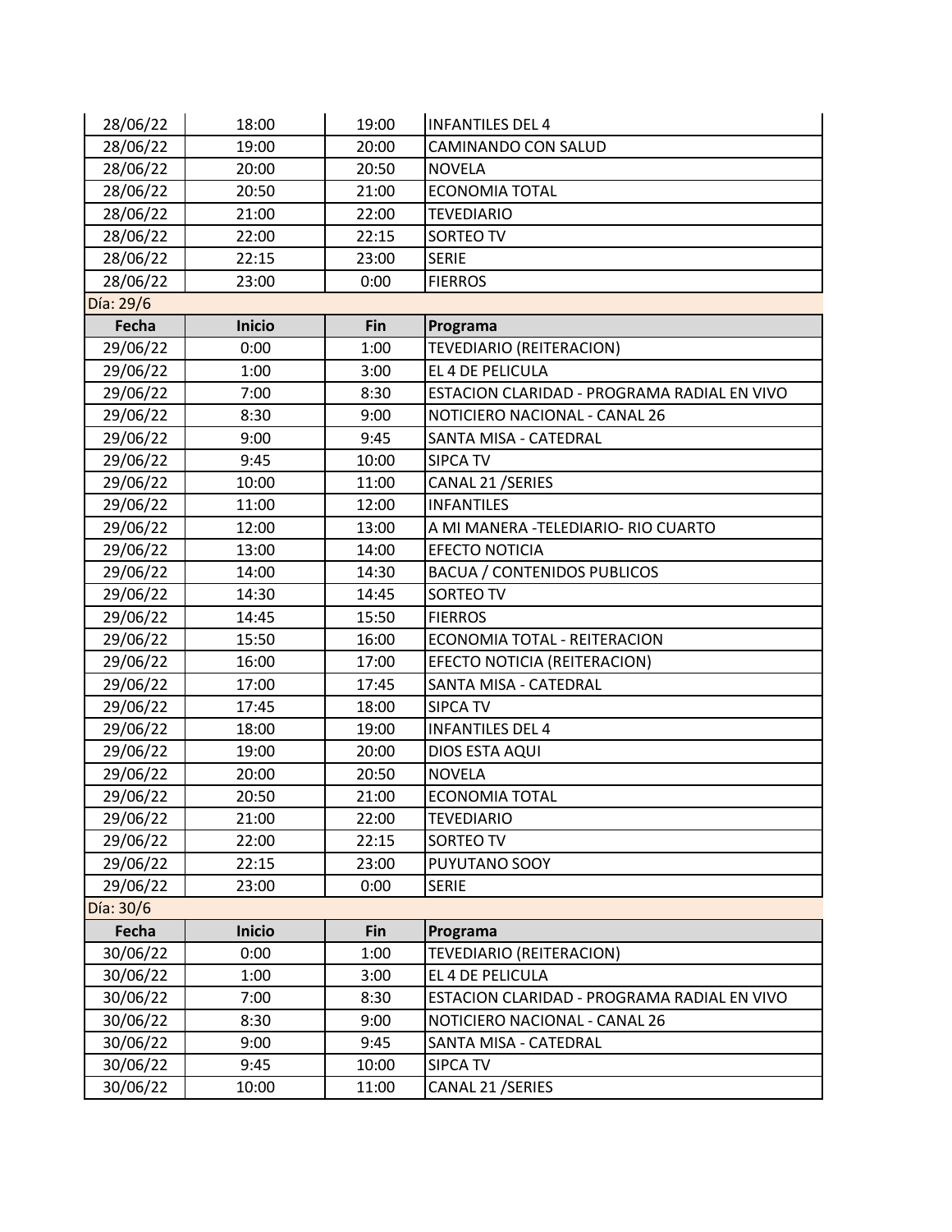| Fecha | Inicio | Fin | Programa |
|---|---|---|---|
| 28/06/22 | 18:00 | 19:00 | INFANTILES DEL 4 |
| 28/06/22 | 19:00 | 20:00 | CAMINANDO CON SALUD |
| 28/06/22 | 20:00 | 20:50 | NOVELA |
| 28/06/22 | 20:50 | 21:00 | ECONOMIA TOTAL |
| 28/06/22 | 21:00 | 22:00 | TEVEDIARIO |
| 28/06/22 | 22:00 | 22:15 | SORTEO TV |
| 28/06/22 | 22:15 | 23:00 | SERIE |
| 28/06/22 | 23:00 | 0:00 | FIERROS |

Día: 29/6

| Fecha | Inicio | Fin | Programa |
|---|---|---|---|
| 29/06/22 | 0:00 | 1:00 | TEVEDIARIO (REITERACION) |
| 29/06/22 | 1:00 | 3:00 | EL 4 DE PELICULA |
| 29/06/22 | 7:00 | 8:30 | ESTACION CLARIDAD - PROGRAMA RADIAL EN VIVO |
| 29/06/22 | 8:30 | 9:00 | NOTICIERO NACIONAL - CANAL 26 |
| 29/06/22 | 9:00 | 9:45 | SANTA MISA - CATEDRAL |
| 29/06/22 | 9:45 | 10:00 | SIPCA TV |
| 29/06/22 | 10:00 | 11:00 | CANAL 21 /SERIES |
| 29/06/22 | 11:00 | 12:00 | INFANTILES |
| 29/06/22 | 12:00 | 13:00 | A MI MANERA -TELEDIARIO- RIO CUARTO |
| 29/06/22 | 13:00 | 14:00 | EFECTO NOTICIA |
| 29/06/22 | 14:00 | 14:30 | BACUA / CONTENIDOS PUBLICOS |
| 29/06/22 | 14:30 | 14:45 | SORTEO TV |
| 29/06/22 | 14:45 | 15:50 | FIERROS |
| 29/06/22 | 15:50 | 16:00 | ECONOMIA TOTAL - REITERACION |
| 29/06/22 | 16:00 | 17:00 | EFECTO NOTICIA (REITERACION) |
| 29/06/22 | 17:00 | 17:45 | SANTA MISA - CATEDRAL |
| 29/06/22 | 17:45 | 18:00 | SIPCA TV |
| 29/06/22 | 18:00 | 19:00 | INFANTILES DEL 4 |
| 29/06/22 | 19:00 | 20:00 | DIOS ESTA AQUI |
| 29/06/22 | 20:00 | 20:50 | NOVELA |
| 29/06/22 | 20:50 | 21:00 | ECONOMIA TOTAL |
| 29/06/22 | 21:00 | 22:00 | TEVEDIARIO |
| 29/06/22 | 22:00 | 22:15 | SORTEO TV |
| 29/06/22 | 22:15 | 23:00 | PUYUTANO SOOY |
| 29/06/22 | 23:00 | 0:00 | SERIE |

Día: 30/6

| Fecha | Inicio | Fin | Programa |
|---|---|---|---|
| 30/06/22 | 0:00 | 1:00 | TEVEDIARIO (REITERACION) |
| 30/06/22 | 1:00 | 3:00 | EL 4 DE PELICULA |
| 30/06/22 | 7:00 | 8:30 | ESTACION CLARIDAD - PROGRAMA RADIAL EN VIVO |
| 30/06/22 | 8:30 | 9:00 | NOTICIERO NACIONAL - CANAL 26 |
| 30/06/22 | 9:00 | 9:45 | SANTA MISA - CATEDRAL |
| 30/06/22 | 9:45 | 10:00 | SIPCA TV |
| 30/06/22 | 10:00 | 11:00 | CANAL 21 /SERIES |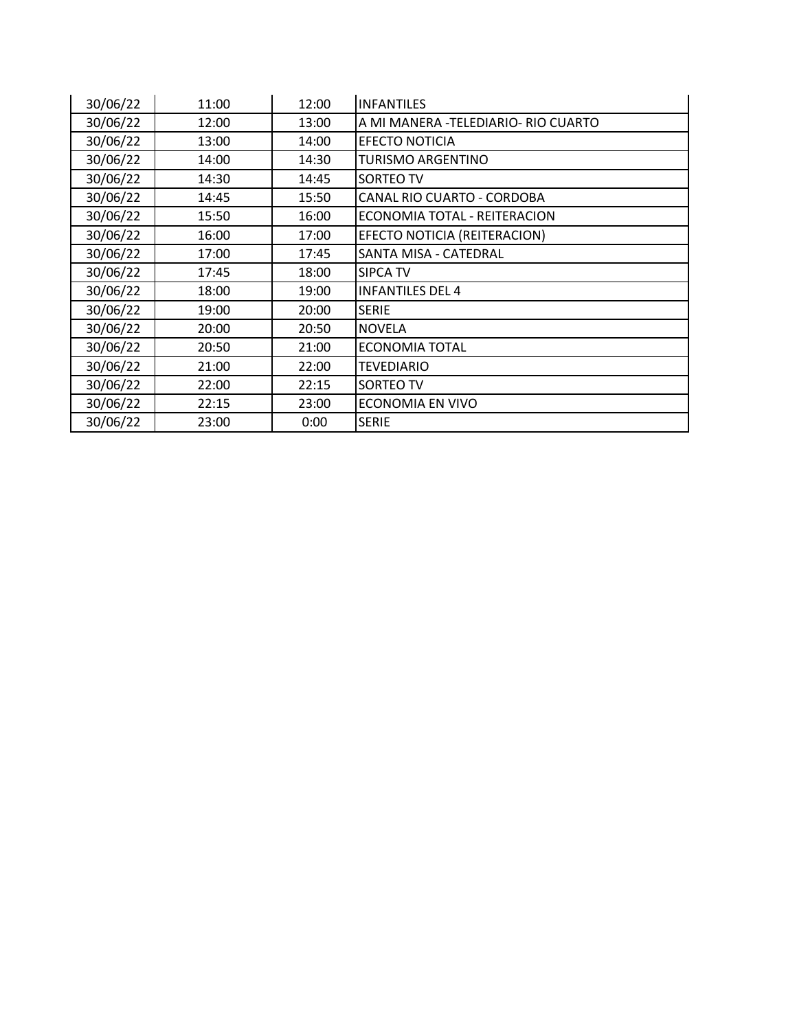| | | | |
|---|---|---|---|
| 30/06/22 | 11:00 | 12:00 | INFANTILES |
| 30/06/22 | 12:00 | 13:00 | A MI MANERA -TELEDIARIO- RIO CUARTO |
| 30/06/22 | 13:00 | 14:00 | EFECTO NOTICIA |
| 30/06/22 | 14:00 | 14:30 | TURISMO ARGENTINO |
| 30/06/22 | 14:30 | 14:45 | SORTEO TV |
| 30/06/22 | 14:45 | 15:50 | CANAL RIO CUARTO - CORDOBA |
| 30/06/22 | 15:50 | 16:00 | ECONOMIA TOTAL - REITERACION |
| 30/06/22 | 16:00 | 17:00 | EFECTO NOTICIA (REITERACION) |
| 30/06/22 | 17:00 | 17:45 | SANTA MISA - CATEDRAL |
| 30/06/22 | 17:45 | 18:00 | SIPCA TV |
| 30/06/22 | 18:00 | 19:00 | INFANTILES DEL 4 |
| 30/06/22 | 19:00 | 20:00 | SERIE |
| 30/06/22 | 20:00 | 20:50 | NOVELA |
| 30/06/22 | 20:50 | 21:00 | ECONOMIA TOTAL |
| 30/06/22 | 21:00 | 22:00 | TEVEDIARIO |
| 30/06/22 | 22:00 | 22:15 | SORTEO TV |
| 30/06/22 | 22:15 | 23:00 | ECONOMIA EN VIVO |
| 30/06/22 | 23:00 | 0:00 | SERIE |